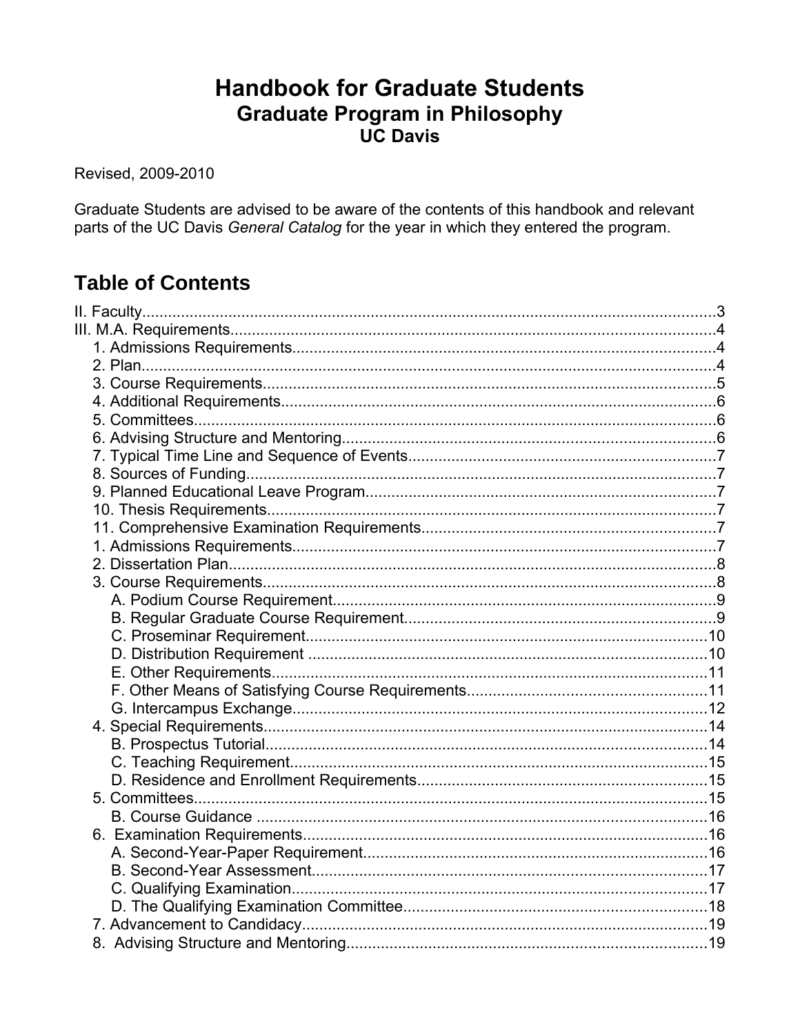# Handbook for Graduate Students
## Graduate Program in Philosophy
### UC Davis

Revised, 2009-2010

Graduate Students are advised to be aware of the contents of this handbook and relevant parts of the UC Davis *General Catalog* for the year in which they entered the program.

## Table of Contents

II. Faculty....................................................................................................................3
III. M.A. Requirements...............................................................................................4
- 1. Admissions Requirements................................................................................4
- 2. Plan...................................................................................................................4
- 3. Course Requirements.......................................................................................5
- 4. Additional Requirements...................................................................................6
- 5. Committees.......................................................................................................6
- 6. Advising Structure and Mentoring.....................................................................6
- 7. Typical Time Line and Sequence of Events......................................................7
- 8. Sources of Funding...........................................................................................7
- 9. Planned Educational Leave Program...............................................................7
- 10. Thesis Requirements......................................................................................7
- 11. Comprehensive Examination Requirements..................................................7
- 1. Admissions Requirements................................................................................7
- 2. Dissertation Plan...............................................................................................8
- 3. Course Requirements.......................................................................................8
  - A. Podium Course Requirement.......................................................................9
  - B. Regular Graduate Course Requirement......................................................9
  - C. Proseminar Requirement...........................................................................10
  - D. Distribution Requirement ..........................................................................10
  - E. Other Requirements...................................................................................11
  - F. Other Means of Satisfying Course Requirements......................................11
  - G. Intercampus Exchange..............................................................................12
- 4. Special Requirements.....................................................................................14
  - B. Prospectus Tutorial....................................................................................14
  - C. Teaching Requirement...............................................................................15
  - D. Residence and Enrollment Requirements.................................................15
- 5. Committees.....................................................................................................15
  - B. Course Guidance ......................................................................................16
- 6. Examination Requirements.............................................................................16
  - A. Second-Year-Paper Requirement..............................................................16
  - B. Second-Year Assessment..........................................................................17
  - C. Qualifying Examination..............................................................................17
  - D. The Qualifying Examination Committee....................................................18
- 7. Advancement to Candidacy............................................................................19
- 8. Advising Structure and Mentoring...................................................................19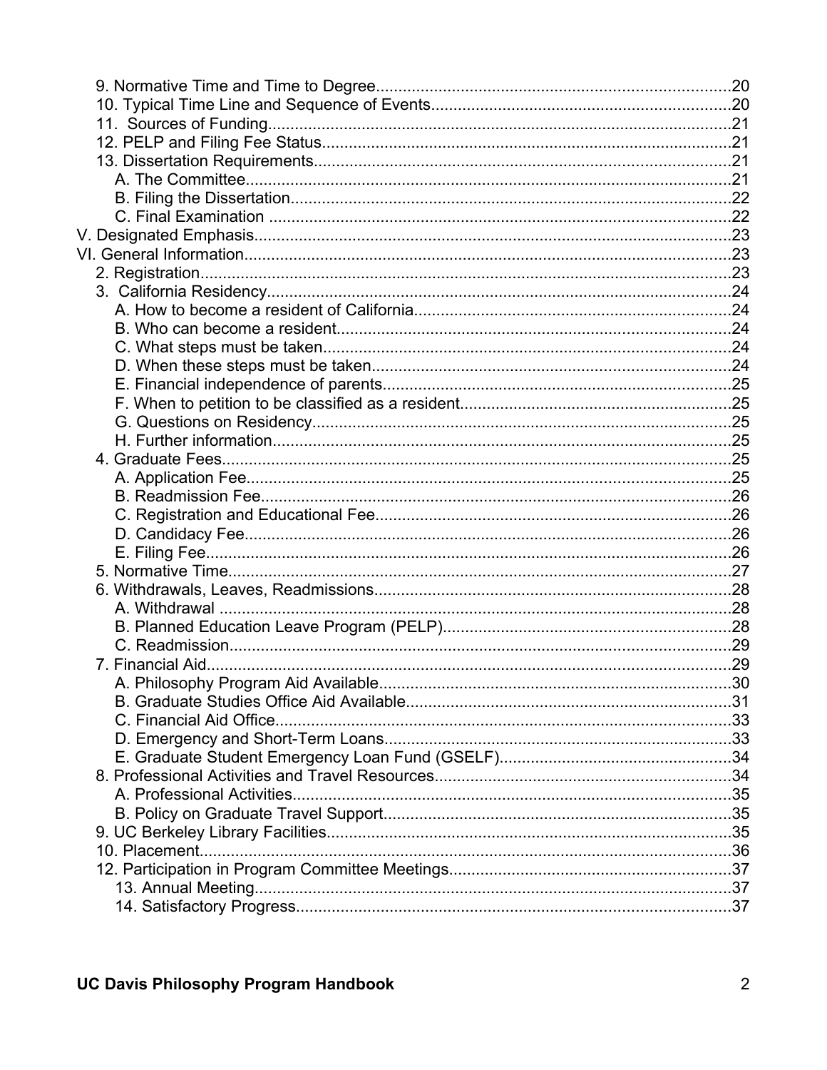9. Normative Time and Time to Degree....................................................................................20
10. Typical Time Line and Sequence of Events.........................................................................20
11.  Sources of Funding..........................................................................................................21
12. PELP and Filing Fee Status...............................................................................................21
13. Dissertation Requirements.................................................................................................21
    A. The Committee...............................................................................................................21
    B. Filing the Dissertation......................................................................................................22
    C. Final Examination ..........................................................................................................22
V. Designated Emphasis.............................................................................................................23
VI. General Information...............................................................................................................23
2. Registration..........................................................................................................................23
3.  California Residency...........................................................................................................24
    A. How to become a resident of California..........................................................................24
    B. Who can become a resident............................................................................................24
    C. What steps must be taken...............................................................................................24
    D. When these steps must be taken....................................................................................24
    E. Financial independence of parents..................................................................................25
    F. When to petition to be classified as a resident.................................................................25
    G. Questions on Residency..................................................................................................25
    H. Further information...........................................................................................................25
4. Graduate Fees.....................................................................................................................25
    A. Application Fee................................................................................................................25
    B. Readmission Fee.............................................................................................................26
    C. Registration and Educational Fee....................................................................................26
    D. Candidacy Fee.................................................................................................................26
    E. Filing Fee..........................................................................................................................26
5. Normative Time......................................................................................................................27
6. Withdrawals, Leaves, Readmissions.....................................................................................28
    A. Withdrawal .......................................................................................................................28
    B. Planned Education Leave Program (PELP).....................................................................28
    C. Readmission.....................................................................................................................29
7. Financial Aid..........................................................................................................................29
    A. Philosophy Program Aid Available....................................................................................30
    B. Graduate Studies Office Aid Available..............................................................................31
    C. Financial Aid Office...........................................................................................................33
    D. Emergency and Short-Term Loans...................................................................................33
    E. Graduate Student Emergency Loan Fund (GSELF)..........................................................34
8. Professional Activities and Travel Resources........................................................................34
    A. Professional Activities.......................................................................................................35
    B. Policy on Graduate Travel Support...................................................................................35
9. UC Berkeley Library Facilities................................................................................................35
10. Placement............................................................................................................................36
12. Participation in Program Committee Meetings.....................................................................37
    13. Annual Meeting..............................................................................................................37
    14. Satisfactory Progress.....................................................................................................37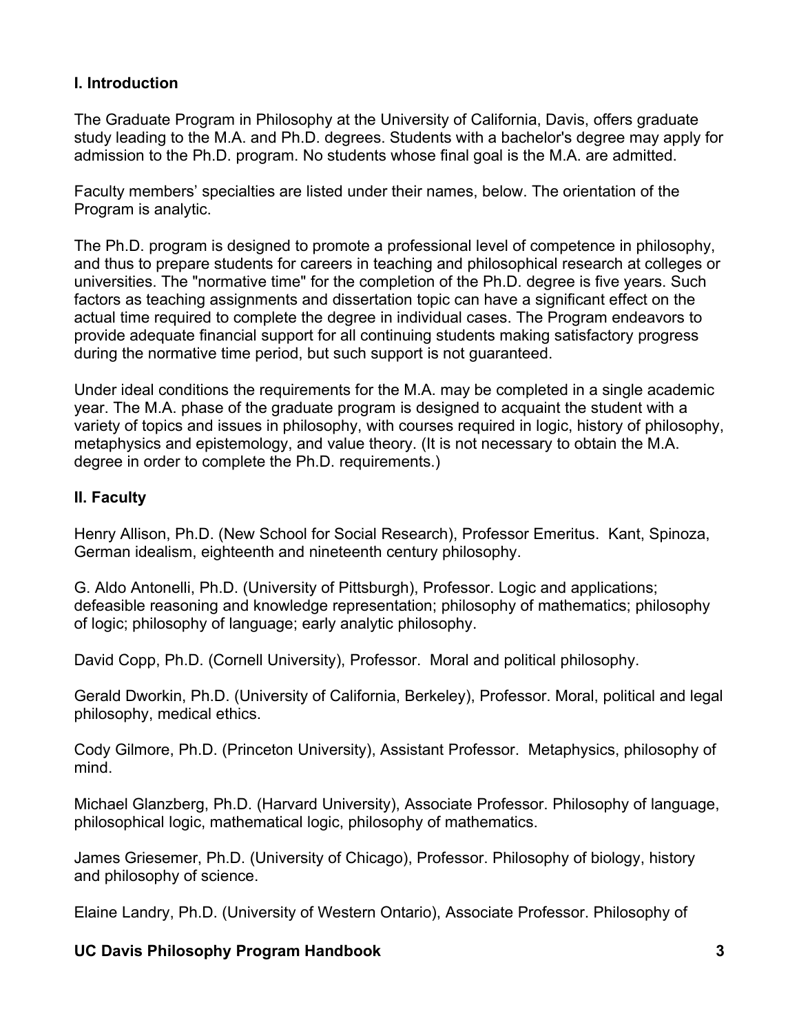## I. Introduction

The Graduate Program in Philosophy at the University of California, Davis, offers graduate study leading to the M.A. and Ph.D. degrees. Students with a bachelor's degree may apply for admission to the Ph.D. program. No students whose final goal is the M.A. are admitted.

Faculty members' specialties are listed under their names, below. The orientation of the Program is analytic.

The Ph.D. program is designed to promote a professional level of competence in philosophy, and thus to prepare students for careers in teaching and philosophical research at colleges or universities. The "normative time" for the completion of the Ph.D. degree is five years. Such factors as teaching assignments and dissertation topic can have a significant effect on the actual time required to complete the degree in individual cases. The Program endeavors to provide adequate financial support for all continuing students making satisfactory progress during the normative time period, but such support is not guaranteed.

Under ideal conditions the requirements for the M.A. may be completed in a single academic year. The M.A. phase of the graduate program is designed to acquaint the student with a variety of topics and issues in philosophy, with courses required in logic, history of philosophy, metaphysics and epistemology, and value theory. (It is not necessary to obtain the M.A. degree in order to complete the Ph.D. requirements.)

## II. Faculty

Henry Allison, Ph.D. (New School for Social Research), Professor Emeritus. Kant, Spinoza, German idealism, eighteenth and nineteenth century philosophy.

G. Aldo Antonelli, Ph.D. (University of Pittsburgh), Professor. Logic and applications; defeasible reasoning and knowledge representation; philosophy of mathematics; philosophy of logic; philosophy of language; early analytic philosophy.

David Copp, Ph.D. (Cornell University), Professor. Moral and political philosophy.

Gerald Dworkin, Ph.D. (University of California, Berkeley), Professor. Moral, political and legal philosophy, medical ethics.

Cody Gilmore, Ph.D. (Princeton University), Assistant Professor. Metaphysics, philosophy of mind.

Michael Glanzberg, Ph.D. (Harvard University), Associate Professor. Philosophy of language, philosophical logic, mathematical logic, philosophy of mathematics.

James Griesemer, Ph.D. (University of Chicago), Professor. Philosophy of biology, history and philosophy of science.

Elaine Landry, Ph.D. (University of Western Ontario), Associate Professor. Philosophy of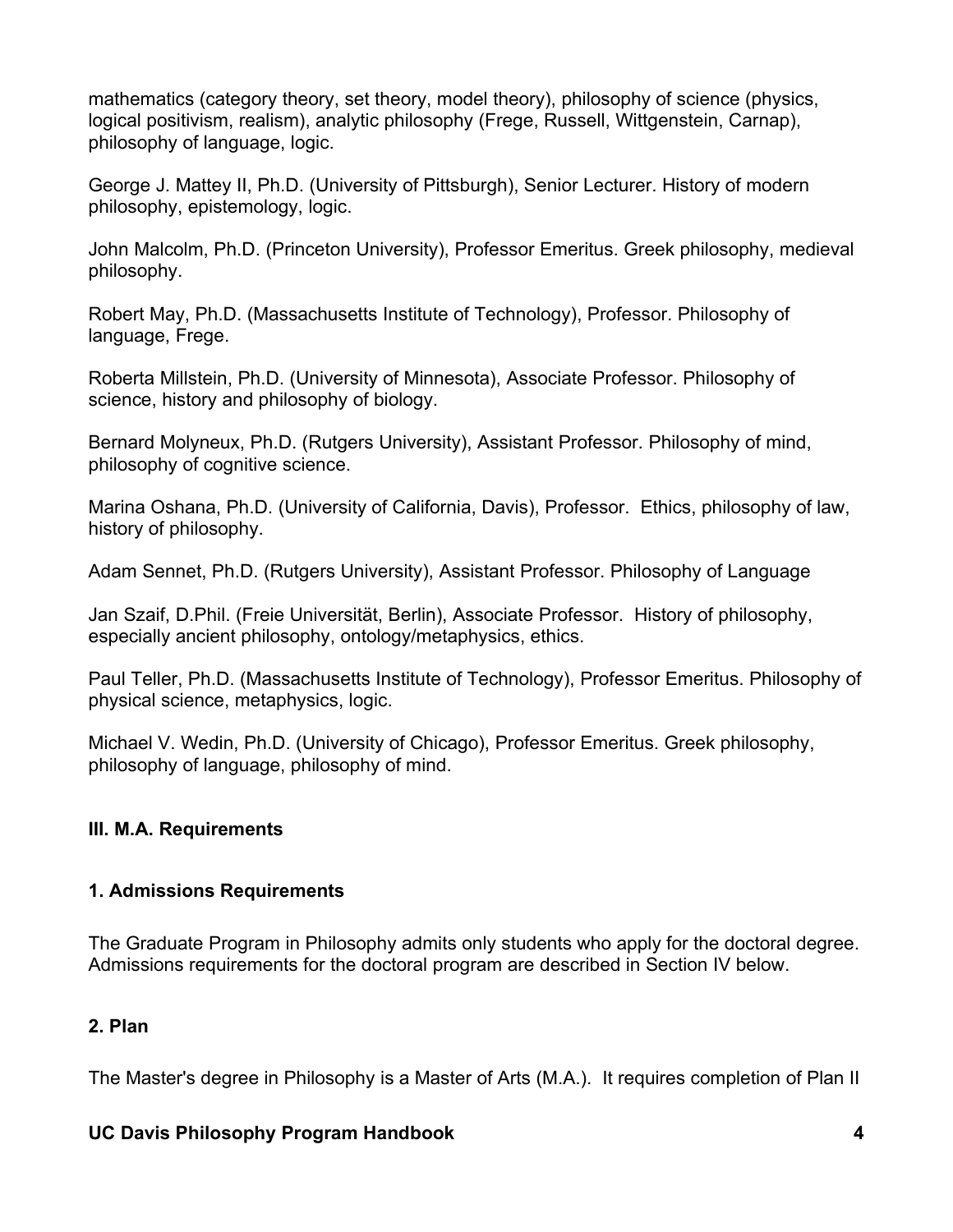mathematics (category theory, set theory, model theory), philosophy of science (physics, logical positivism, realism), analytic philosophy (Frege, Russell, Wittgenstein, Carnap), philosophy of language, logic.

George J. Mattey II, Ph.D. (University of Pittsburgh), Senior Lecturer. History of modern philosophy, epistemology, logic.

John Malcolm, Ph.D. (Princeton University), Professor Emeritus. Greek philosophy, medieval philosophy.

Robert May, Ph.D. (Massachusetts Institute of Technology), Professor. Philosophy of language, Frege.

Roberta Millstein, Ph.D. (University of Minnesota), Associate Professor. Philosophy of science, history and philosophy of biology.

Bernard Molyneux, Ph.D. (Rutgers University), Assistant Professor. Philosophy of mind, philosophy of cognitive science.

Marina Oshana, Ph.D. (University of California, Davis), Professor. Ethics, philosophy of law, history of philosophy.

Adam Sennet, Ph.D. (Rutgers University), Assistant Professor. Philosophy of Language

Jan Szaif, D.Phil. (Freie Universität, Berlin), Associate Professor. History of philosophy, especially ancient philosophy, ontology/metaphysics, ethics.

Paul Teller, Ph.D. (Massachusetts Institute of Technology), Professor Emeritus. Philosophy of physical science, metaphysics, logic.

Michael V. Wedin, Ph.D. (University of Chicago), Professor Emeritus. Greek philosophy, philosophy of language, philosophy of mind.

## III. M.A. Requirements

### 1. Admissions Requirements

The Graduate Program in Philosophy admits only students who apply for the doctoral degree. Admissions requirements for the doctoral program are described in Section IV below.

### 2. Plan

The Master's degree in Philosophy is a Master of Arts (M.A.). It requires completion of Plan II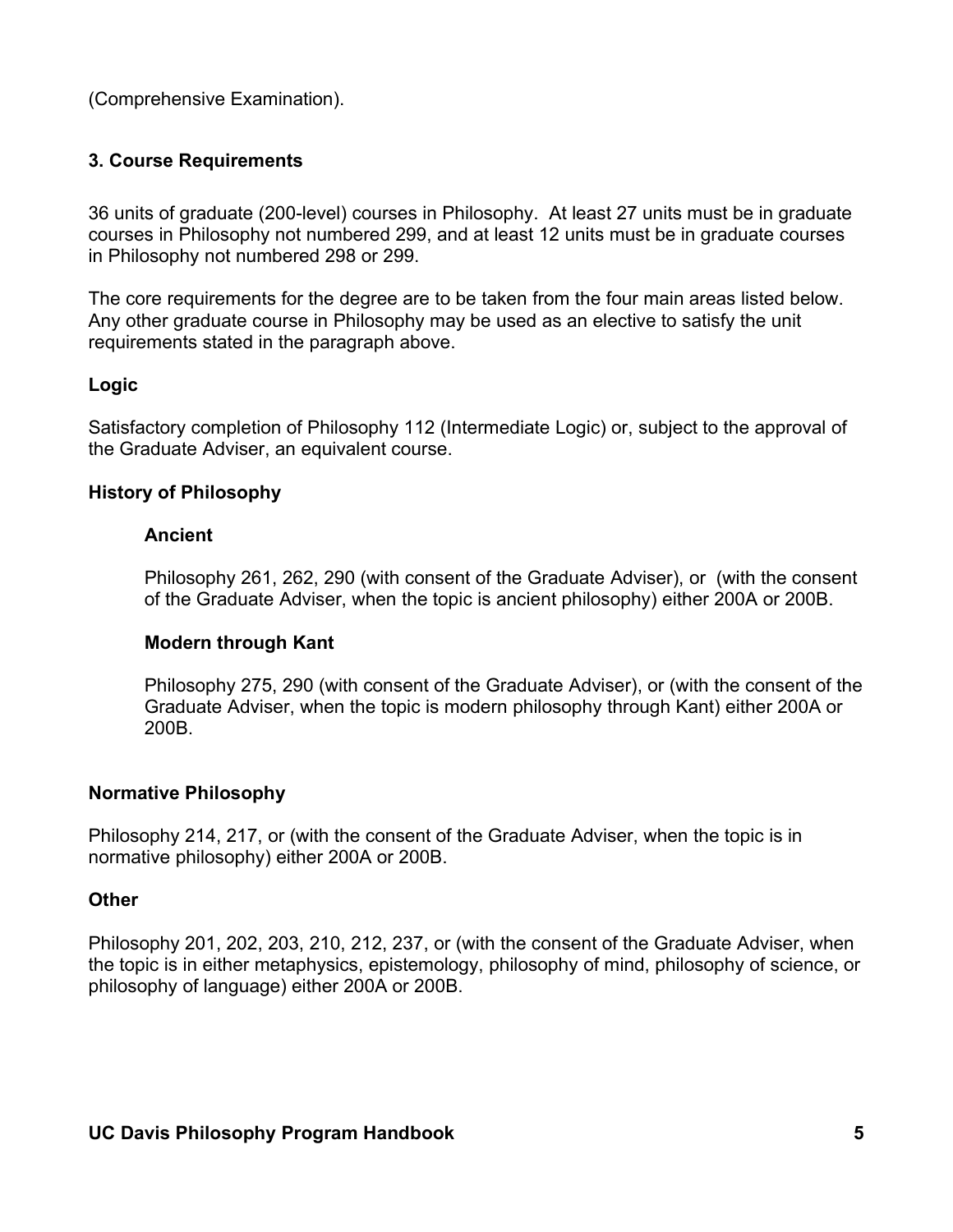(Comprehensive Examination).

### 3. Course Requirements

36 units of graduate (200-level) courses in Philosophy. At least 27 units must be in graduate courses in Philosophy not numbered 299, and at least 12 units must be in graduate courses in Philosophy not numbered 298 or 299.

The core requirements for the degree are to be taken from the four main areas listed below. Any other graduate course in Philosophy may be used as an elective to satisfy the unit requirements stated in the paragraph above.

#### Logic

Satisfactory completion of Philosophy 112 (Intermediate Logic) or, subject to the approval of the Graduate Adviser, an equivalent course.

#### History of Philosophy

##### Ancient

Philosophy 261, 262, 290 (with consent of the Graduate Adviser), or (with the consent of the Graduate Adviser, when the topic is ancient philosophy) either 200A or 200B.

##### Modern through Kant

Philosophy 275, 290 (with consent of the Graduate Adviser), or (with the consent of the Graduate Adviser, when the topic is modern philosophy through Kant) either 200A or 200B.

#### Normative Philosophy

Philosophy 214, 217, or (with the consent of the Graduate Adviser, when the topic is in normative philosophy) either 200A or 200B.

#### Other

Philosophy 201, 202, 203, 210, 212, 237, or (with the consent of the Graduate Adviser, when the topic is in either metaphysics, epistemology, philosophy of mind, philosophy of science, or philosophy of language) either 200A or 200B.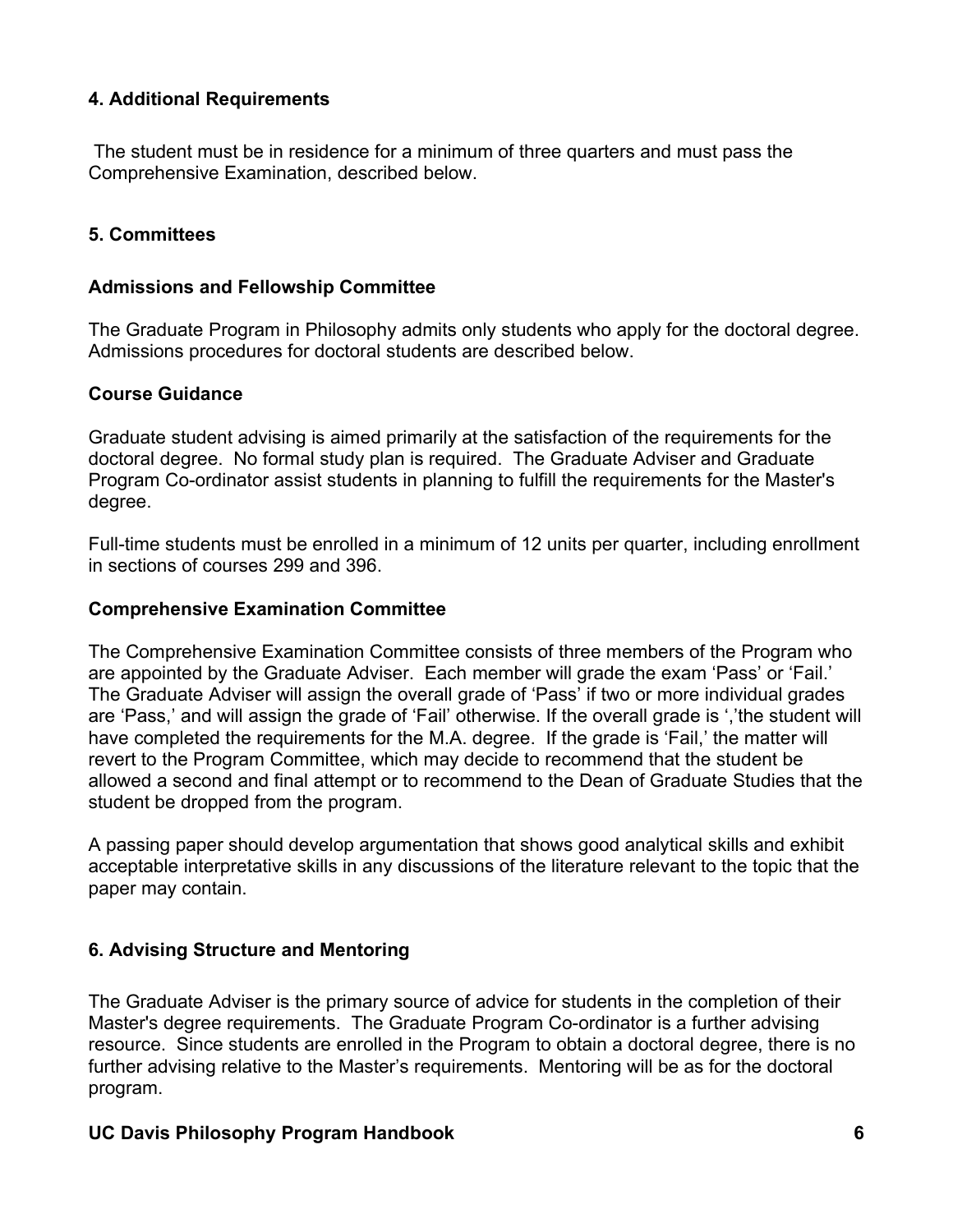### 4. Additional Requirements

The student must be in residence for a minimum of three quarters and must pass the Comprehensive Examination, described below.

### 5. Committees

#### Admissions and Fellowship Committee

The Graduate Program in Philosophy admits only students who apply for the doctoral degree. Admissions procedures for doctoral students are described below.

#### Course Guidance

Graduate student advising is aimed primarily at the satisfaction of the requirements for the doctoral degree. No formal study plan is required. The Graduate Adviser and Graduate Program Co-ordinator assist students in planning to fulfill the requirements for the Master's degree.

Full-time students must be enrolled in a minimum of 12 units per quarter, including enrollment in sections of courses 299 and 396.

#### Comprehensive Examination Committee

The Comprehensive Examination Committee consists of three members of the Program who are appointed by the Graduate Adviser. Each member will grade the exam 'Pass' or 'Fail.' The Graduate Adviser will assign the overall grade of 'Pass' if two or more individual grades are 'Pass,' and will assign the grade of 'Fail' otherwise. If the overall grade is ','the student will have completed the requirements for the M.A. degree. If the grade is 'Fail,' the matter will revert to the Program Committee, which may decide to recommend that the student be allowed a second and final attempt or to recommend to the Dean of Graduate Studies that the student be dropped from the program.

A passing paper should develop argumentation that shows good analytical skills and exhibit acceptable interpretative skills in any discussions of the literature relevant to the topic that the paper may contain.

### 6. Advising Structure and Mentoring

The Graduate Adviser is the primary source of advice for students in the completion of their Master's degree requirements. The Graduate Program Co-ordinator is a further advising resource. Since students are enrolled in the Program to obtain a doctoral degree, there is no further advising relative to the Master's requirements. Mentoring will be as for the doctoral program.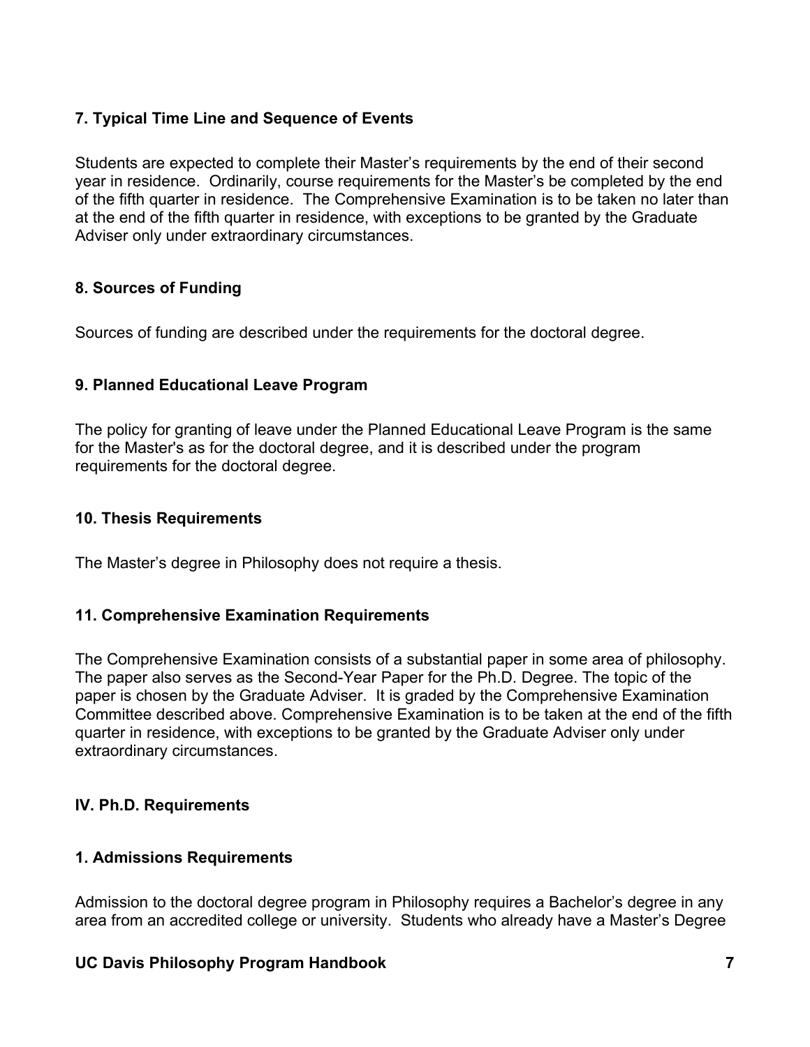### 7. Typical Time Line and Sequence of Events

Students are expected to complete their Master's requirements by the end of their second year in residence. Ordinarily, course requirements for the Master's be completed by the end of the fifth quarter in residence. The Comprehensive Examination is to be taken no later than at the end of the fifth quarter in residence, with exceptions to be granted by the Graduate Adviser only under extraordinary circumstances.

### 8. Sources of Funding

Sources of funding are described under the requirements for the doctoral degree.

### 9. Planned Educational Leave Program

The policy for granting of leave under the Planned Educational Leave Program is the same for the Master's as for the doctoral degree, and it is described under the program requirements for the doctoral degree.

### 10. Thesis Requirements

The Master's degree in Philosophy does not require a thesis.

### 11. Comprehensive Examination Requirements

The Comprehensive Examination consists of a substantial paper in some area of philosophy. The paper also serves as the Second-Year Paper for the Ph.D. Degree. The topic of the paper is chosen by the Graduate Adviser. It is graded by the Comprehensive Examination Committee described above. Comprehensive Examination is to be taken at the end of the fifth quarter in residence, with exceptions to be granted by the Graduate Adviser only under extraordinary circumstances.

## IV. Ph.D. Requirements

### 1. Admissions Requirements

Admission to the doctoral degree program in Philosophy requires a Bachelor's degree in any area from an accredited college or university. Students who already have a Master's Degree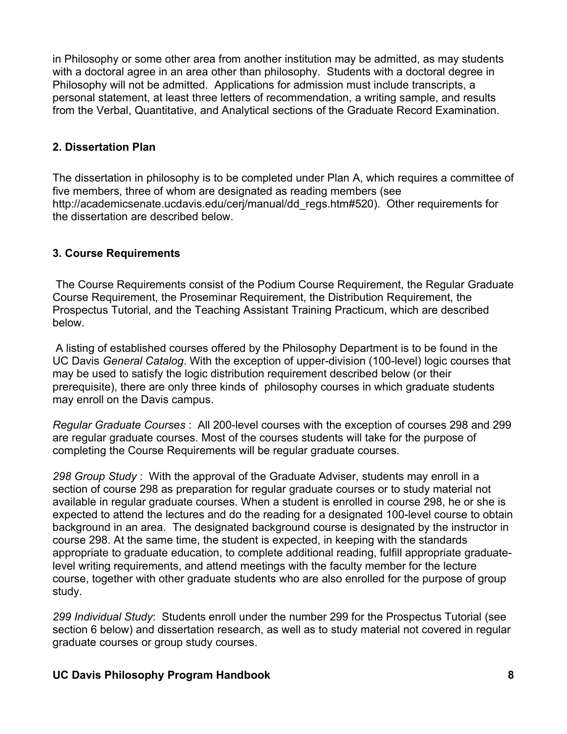in Philosophy or some other area from another institution may be admitted, as may students with a doctoral agree in an area other than philosophy. Students with a doctoral degree in Philosophy will not be admitted. Applications for admission must include transcripts, a personal statement, at least three letters of recommendation, a writing sample, and results from the Verbal, Quantitative, and Analytical sections of the Graduate Record Examination.

## 2. Dissertation Plan

The dissertation in philosophy is to be completed under Plan A, which requires a committee of five members, three of whom are designated as reading members (see http://academicsenate.ucdavis.edu/cerj/manual/dd_regs.htm#520). Other requirements for the dissertation are described below.

## 3. Course Requirements

The Course Requirements consist of the Podium Course Requirement, the Regular Graduate Course Requirement, the Proseminar Requirement, the Distribution Requirement, the Prospectus Tutorial, and the Teaching Assistant Training Practicum, which are described below.

A listing of established courses offered by the Philosophy Department is to be found in the UC Davis *General Catalog*. With the exception of upper-division (100-level) logic courses that may be used to satisfy the logic distribution requirement described below (or their prerequisite), there are only three kinds of philosophy courses in which graduate students may enroll on the Davis campus.

*Regular Graduate Courses* : All 200-level courses with the exception of courses 298 and 299 are regular graduate courses. Most of the courses students will take for the purpose of completing the Course Requirements will be regular graduate courses.

*298 Group Study* : With the approval of the Graduate Adviser, students may enroll in a section of course 298 as preparation for regular graduate courses or to study material not available in regular graduate courses. When a student is enrolled in course 298, he or she is expected to attend the lectures and do the reading for a designated 100-level course to obtain background in an area. The designated background course is designated by the instructor in course 298. At the same time, the student is expected, in keeping with the standards appropriate to graduate education, to complete additional reading, fulfill appropriate graduate-level writing requirements, and attend meetings with the faculty member for the lecture course, together with other graduate students who are also enrolled for the purpose of group study.

*299 Individual Study*: Students enroll under the number 299 for the Prospectus Tutorial (see section 6 below) and dissertation research, as well as to study material not covered in regular graduate courses or group study courses.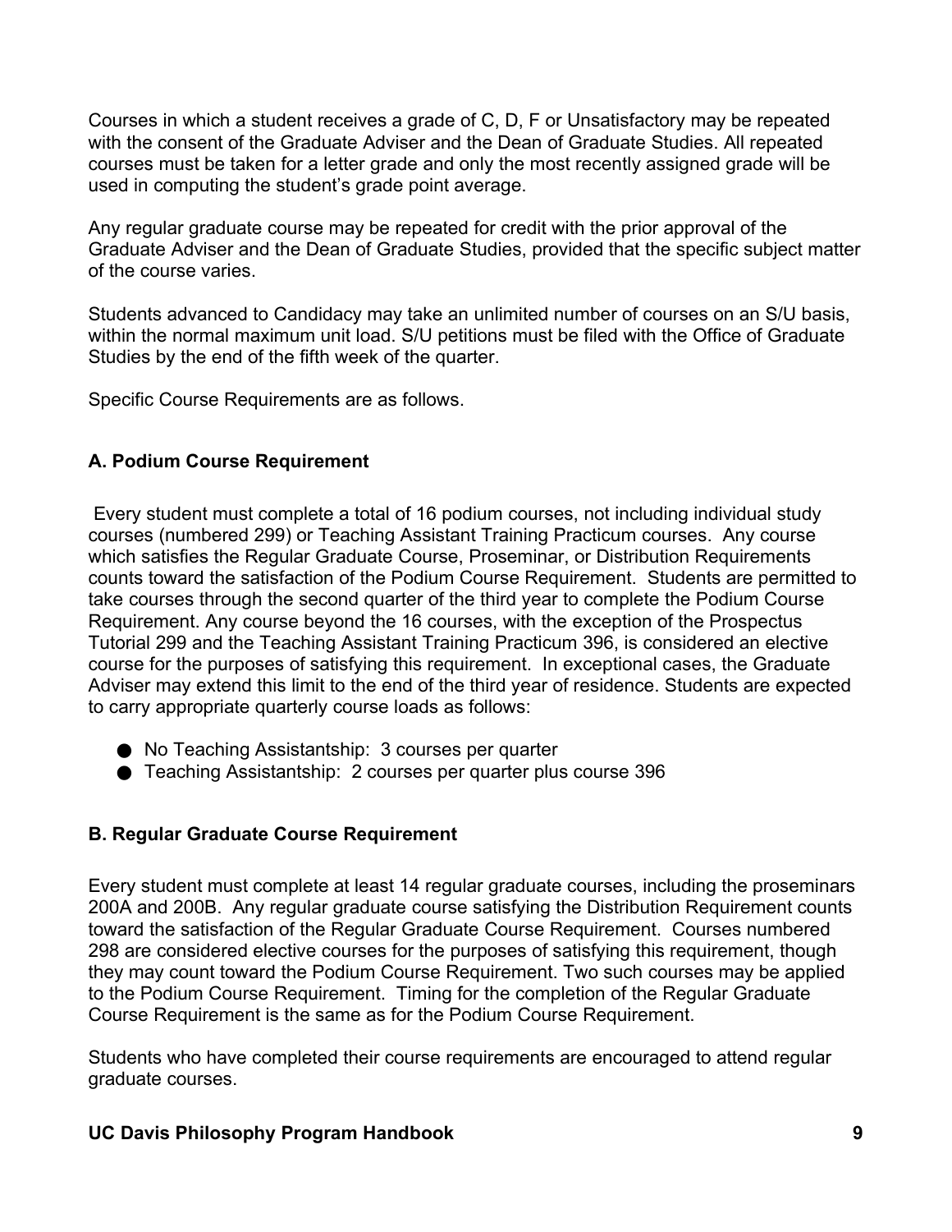Courses in which a student receives a grade of C, D, F or Unsatisfactory may be repeated with the consent of the Graduate Adviser and the Dean of Graduate Studies. All repeated courses must be taken for a letter grade and only the most recently assigned grade will be used in computing the student's grade point average.

Any regular graduate course may be repeated for credit with the prior approval of the Graduate Adviser and the Dean of Graduate Studies, provided that the specific subject matter of the course varies.

Students advanced to Candidacy may take an unlimited number of courses on an S/U basis, within the normal maximum unit load. S/U petitions must be filed with the Office of Graduate Studies by the end of the fifth week of the quarter.

Specific Course Requirements are as follows.

### A. Podium Course Requirement

Every student must complete a total of 16 podium courses, not including individual study courses (numbered 299) or Teaching Assistant Training Practicum courses. Any course which satisfies the Regular Graduate Course, Proseminar, or Distribution Requirements counts toward the satisfaction of the Podium Course Requirement. Students are permitted to take courses through the second quarter of the third year to complete the Podium Course Requirement. Any course beyond the 16 courses, with the exception of the Prospectus Tutorial 299 and the Teaching Assistant Training Practicum 396, is considered an elective course for the purposes of satisfying this requirement. In exceptional cases, the Graduate Adviser may extend this limit to the end of the third year of residence. Students are expected to carry appropriate quarterly course loads as follows:

- No Teaching Assistantship: 3 courses per quarter
- Teaching Assistantship: 2 courses per quarter plus course 396

### B. Regular Graduate Course Requirement

Every student must complete at least 14 regular graduate courses, including the proseminars 200A and 200B. Any regular graduate course satisfying the Distribution Requirement counts toward the satisfaction of the Regular Graduate Course Requirement. Courses numbered 298 are considered elective courses for the purposes of satisfying this requirement, though they may count toward the Podium Course Requirement. Two such courses may be applied to the Podium Course Requirement. Timing for the completion of the Regular Graduate Course Requirement is the same as for the Podium Course Requirement.

Students who have completed their course requirements are encouraged to attend regular graduate courses.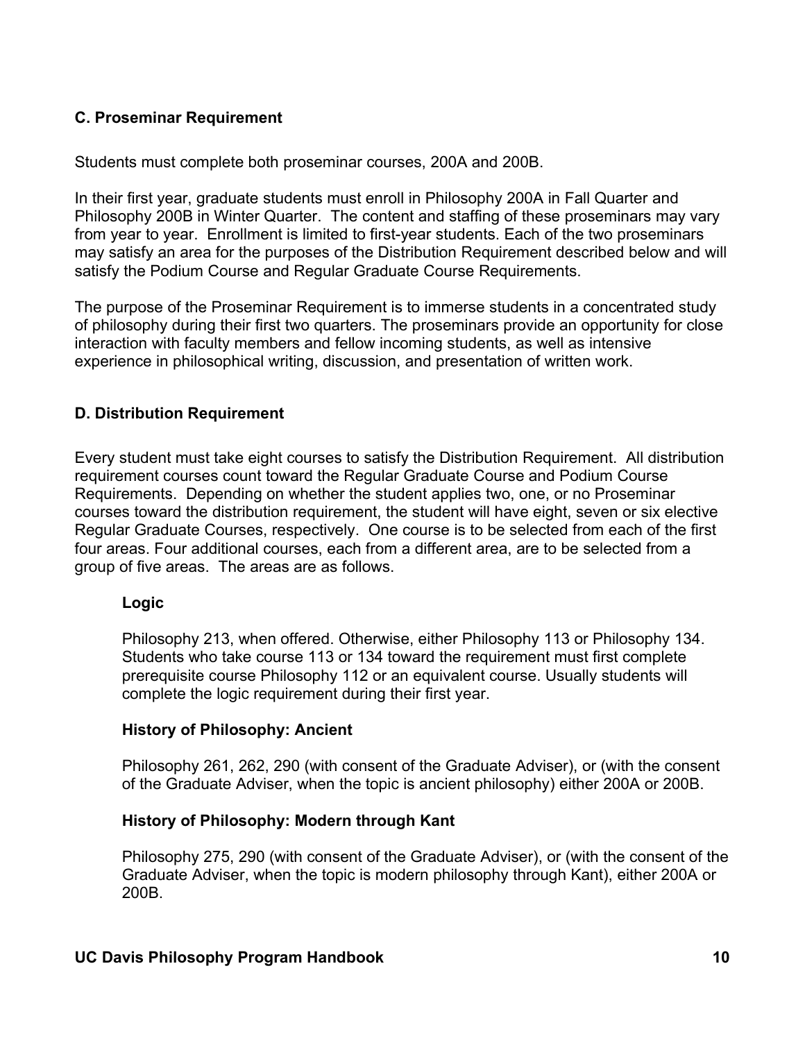### C. Proseminar Requirement

Students must complete both proseminar courses, 200A and 200B.

In their first year, graduate students must enroll in Philosophy 200A in Fall Quarter and Philosophy 200B in Winter Quarter. The content and staffing of these proseminars may vary from year to year. Enrollment is limited to first-year students. Each of the two proseminars may satisfy an area for the purposes of the Distribution Requirement described below and will satisfy the Podium Course and Regular Graduate Course Requirements.

The purpose of the Proseminar Requirement is to immerse students in a concentrated study of philosophy during their first two quarters. The proseminars provide an opportunity for close interaction with faculty members and fellow incoming students, as well as intensive experience in philosophical writing, discussion, and presentation of written work.

### D. Distribution Requirement

Every student must take eight courses to satisfy the Distribution Requirement. All distribution requirement courses count toward the Regular Graduate Course and Podium Course Requirements. Depending on whether the student applies two, one, or no Proseminar courses toward the distribution requirement, the student will have eight, seven or six elective Regular Graduate Courses, respectively. One course is to be selected from each of the first four areas. Four additional courses, each from a different area, are to be selected from a group of five areas. The areas are as follows.

**Logic**

Philosophy 213, when offered. Otherwise, either Philosophy 113 or Philosophy 134. Students who take course 113 or 134 toward the requirement must first complete prerequisite course Philosophy 112 or an equivalent course. Usually students will complete the logic requirement during their first year.

**History of Philosophy: Ancient**

Philosophy 261, 262, 290 (with consent of the Graduate Adviser), or (with the consent of the Graduate Adviser, when the topic is ancient philosophy) either 200A or 200B.

**History of Philosophy: Modern through Kant**

Philosophy 275, 290 (with consent of the Graduate Adviser), or (with the consent of the Graduate Adviser, when the topic is modern philosophy through Kant), either 200A or 200B.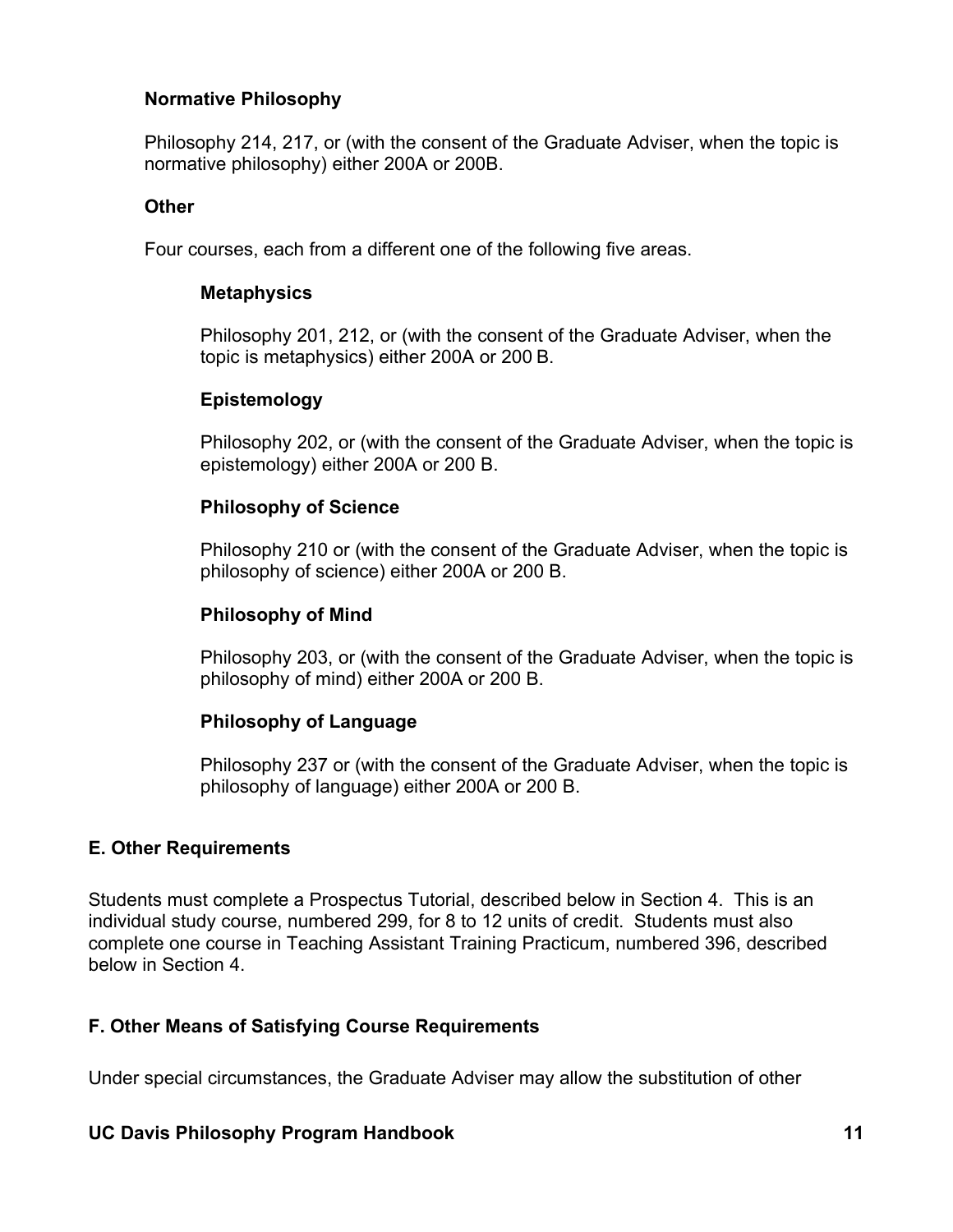#### Normative Philosophy

Philosophy 214, 217, or (with the consent of the Graduate Adviser, when the topic is normative philosophy) either 200A or 200B.

#### Other

Four courses, each from a different one of the following five areas.

##### Metaphysics

Philosophy 201, 212, or (with the consent of the Graduate Adviser, when the topic is metaphysics) either 200A or 200 B.

##### Epistemology

Philosophy 202, or (with the consent of the Graduate Adviser, when the topic is epistemology) either 200A or 200 B.

##### Philosophy of Science

Philosophy 210 or (with the consent of the Graduate Adviser, when the topic is philosophy of science) either 200A or 200 B.

##### Philosophy of Mind

Philosophy 203, or (with the consent of the Graduate Adviser, when the topic is philosophy of mind) either 200A or 200 B.

##### Philosophy of Language

Philosophy 237 or (with the consent of the Graduate Adviser, when the topic is philosophy of language) either 200A or 200 B.

### E. Other Requirements

Students must complete a Prospectus Tutorial, described below in Section 4. This is an individual study course, numbered 299, for 8 to 12 units of credit. Students must also complete one course in Teaching Assistant Training Practicum, numbered 396, described below in Section 4.

### F. Other Means of Satisfying Course Requirements

Under special circumstances, the Graduate Adviser may allow the substitution of other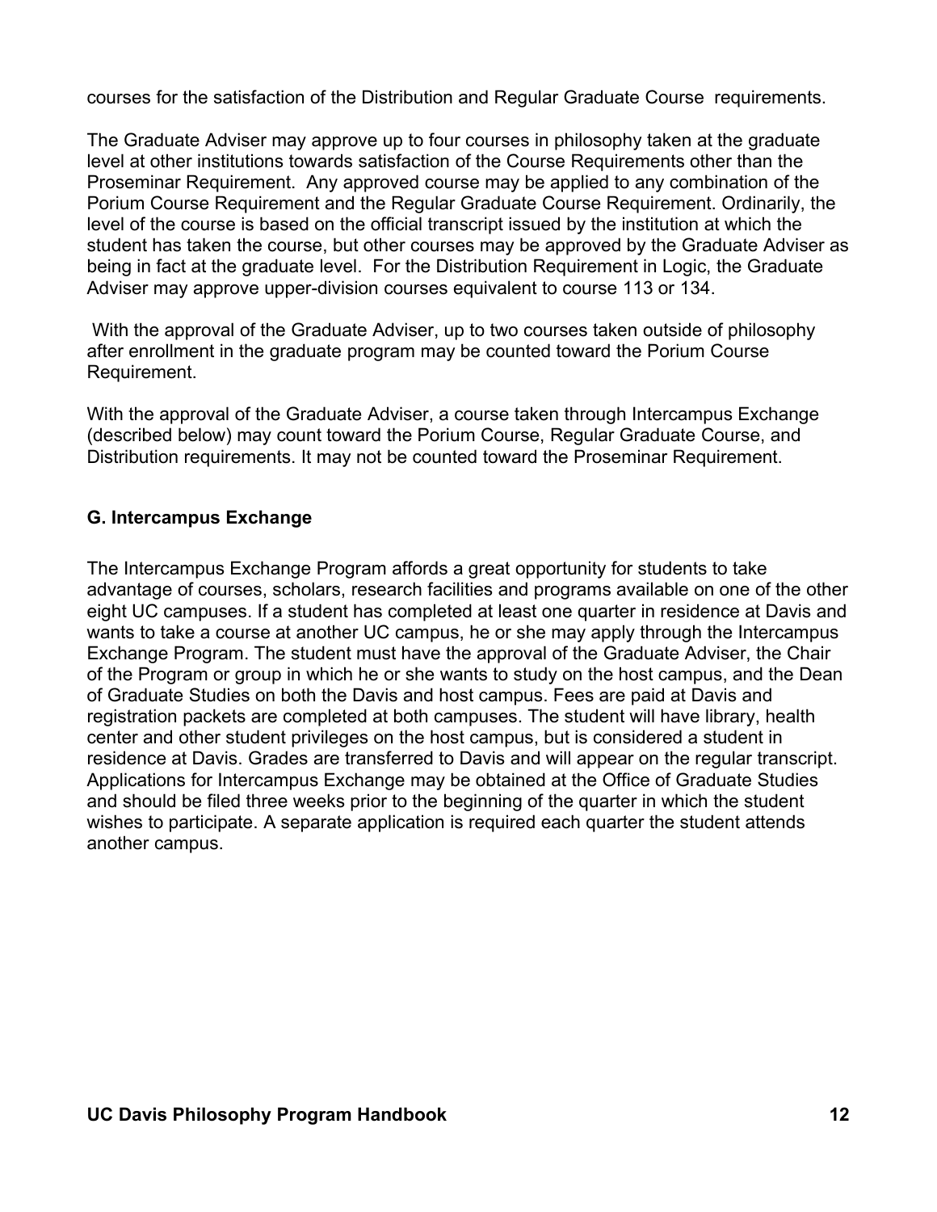courses for the satisfaction of the Distribution and Regular Graduate Course requirements.

The Graduate Adviser may approve up to four courses in philosophy taken at the graduate level at other institutions towards satisfaction of the Course Requirements other than the Proseminar Requirement. Any approved course may be applied to any combination of the Porium Course Requirement and the Regular Graduate Course Requirement. Ordinarily, the level of the course is based on the official transcript issued by the institution at which the student has taken the course, but other courses may be approved by the Graduate Adviser as being in fact at the graduate level. For the Distribution Requirement in Logic, the Graduate Adviser may approve upper-division courses equivalent to course 113 or 134.

With the approval of the Graduate Adviser, up to two courses taken outside of philosophy after enrollment in the graduate program may be counted toward the Porium Course Requirement.

With the approval of the Graduate Adviser, a course taken through Intercampus Exchange (described below) may count toward the Porium Course, Regular Graduate Course, and Distribution requirements. It may not be counted toward the Proseminar Requirement.

### G. Intercampus Exchange

The Intercampus Exchange Program affords a great opportunity for students to take advantage of courses, scholars, research facilities and programs available on one of the other eight UC campuses. If a student has completed at least one quarter in residence at Davis and wants to take a course at another UC campus, he or she may apply through the Intercampus Exchange Program. The student must have the approval of the Graduate Adviser, the Chair of the Program or group in which he or she wants to study on the host campus, and the Dean of Graduate Studies on both the Davis and host campus. Fees are paid at Davis and registration packets are completed at both campuses. The student will have library, health center and other student privileges on the host campus, but is considered a student in residence at Davis. Grades are transferred to Davis and will appear on the regular transcript. Applications for Intercampus Exchange may be obtained at the Office of Graduate Studies and should be filed three weeks prior to the beginning of the quarter in which the student wishes to participate. A separate application is required each quarter the student attends another campus.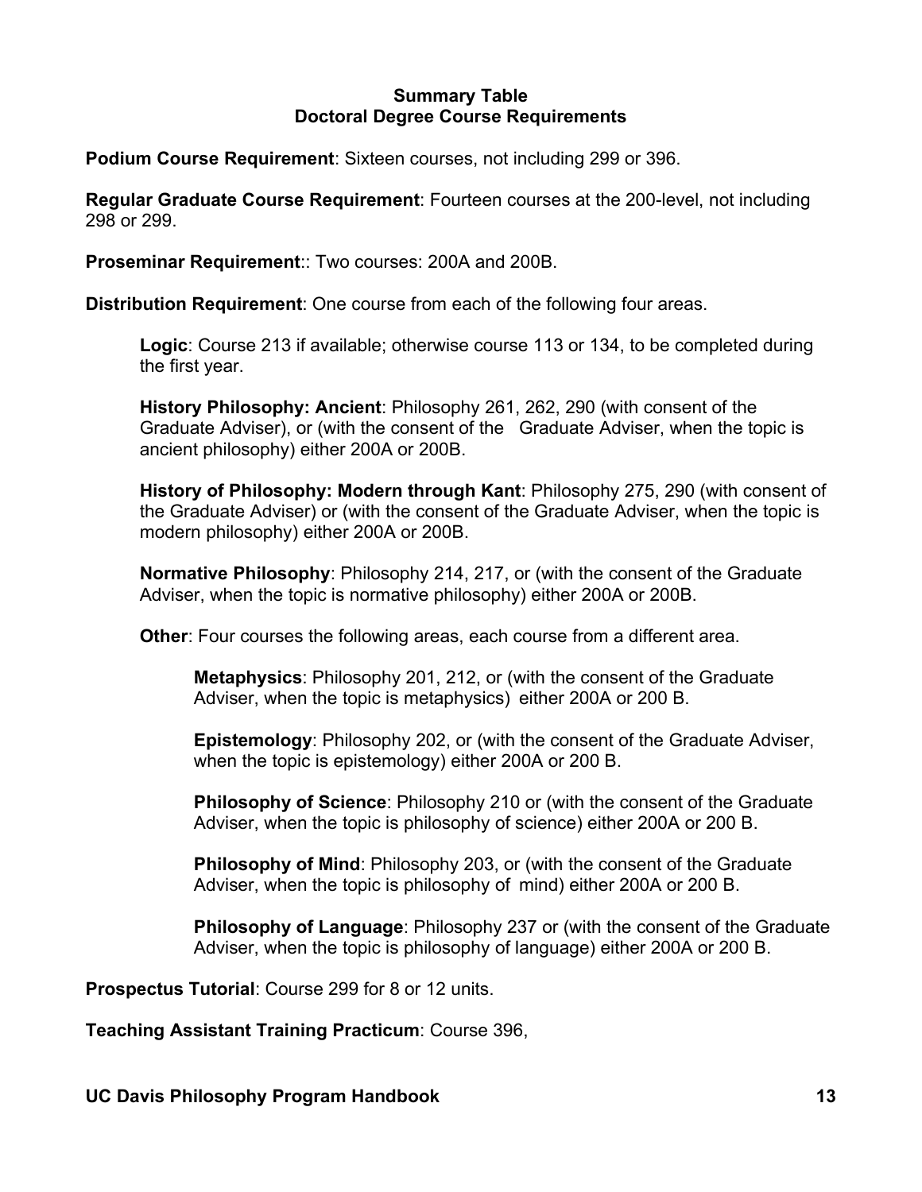**Summary Table**
**Doctoral Degree Course Requirements**

**Podium Course Requirement**: Sixteen courses, not including 299 or 396.

**Regular Graduate Course Requirement**: Fourteen courses at the 200-level, not including 298 or 299.

**Proseminar Requirement**:: Two courses: 200A and 200B.

**Distribution Requirement**: One course from each of the following four areas.

> **Logic**: Course 213 if available; otherwise course 113 or 134, to be completed during the first year.
>
> **History Philosophy: Ancient**: Philosophy 261, 262, 290 (with consent of the Graduate Adviser), or (with the consent of the Graduate Adviser, when the topic is ancient philosophy) either 200A or 200B.
>
> **History of Philosophy: Modern through Kant**: Philosophy 275, 290 (with consent of the Graduate Adviser) or (with the consent of the Graduate Adviser, when the topic is modern philosophy) either 200A or 200B.
>
> **Normative Philosophy**: Philosophy 214, 217, or (with the consent of the Graduate Adviser, when the topic is normative philosophy) either 200A or 200B.
>
> **Other**: Four courses the following areas, each course from a different area.
>
> > **Metaphysics**: Philosophy 201, 212, or (with the consent of the Graduate Adviser, when the topic is metaphysics) either 200A or 200 B.
> >
> > **Epistemology**: Philosophy 202, or (with the consent of the Graduate Adviser, when the topic is epistemology) either 200A or 200 B.
> >
> > **Philosophy of Science**: Philosophy 210 or (with the consent of the Graduate Adviser, when the topic is philosophy of science) either 200A or 200 B.
> >
> > **Philosophy of Mind**: Philosophy 203, or (with the consent of the Graduate Adviser, when the topic is philosophy of mind) either 200A or 200 B.
> >
> > **Philosophy of Language**: Philosophy 237 or (with the consent of the Graduate Adviser, when the topic is philosophy of language) either 200A or 200 B.

**Prospectus Tutorial**: Course 299 for 8 or 12 units.

**Teaching Assistant Training Practicum**: Course 396,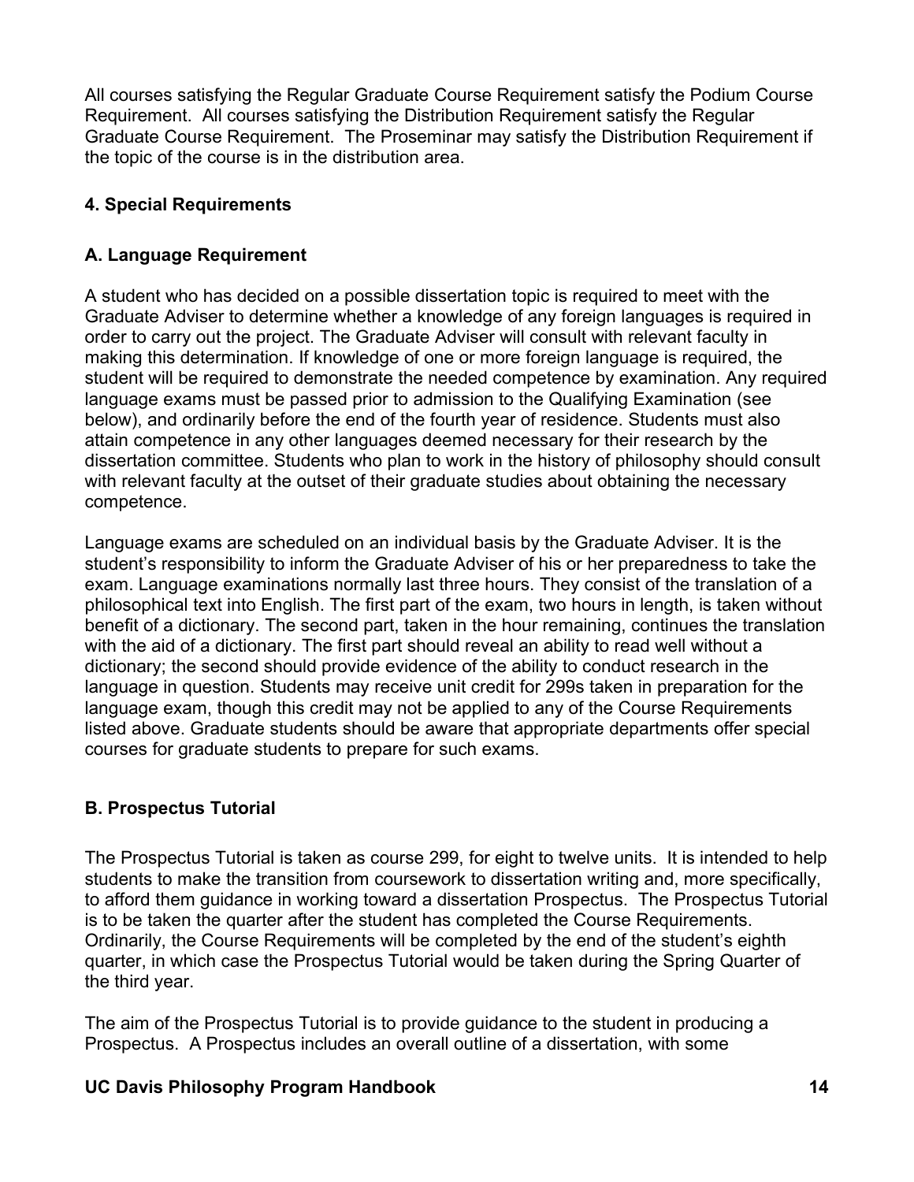All courses satisfying the Regular Graduate Course Requirement satisfy the Podium Course Requirement. All courses satisfying the Distribution Requirement satisfy the Regular Graduate Course Requirement. The Proseminar may satisfy the Distribution Requirement if the topic of the course is in the distribution area.

### 4. Special Requirements

#### A. Language Requirement

A student who has decided on a possible dissertation topic is required to meet with the Graduate Adviser to determine whether a knowledge of any foreign languages is required in order to carry out the project. The Graduate Adviser will consult with relevant faculty in making this determination. If knowledge of one or more foreign language is required, the student will be required to demonstrate the needed competence by examination. Any required language exams must be passed prior to admission to the Qualifying Examination (see below), and ordinarily before the end of the fourth year of residence. Students must also attain competence in any other languages deemed necessary for their research by the dissertation committee. Students who plan to work in the history of philosophy should consult with relevant faculty at the outset of their graduate studies about obtaining the necessary competence.

Language exams are scheduled on an individual basis by the Graduate Adviser. It is the student's responsibility to inform the Graduate Adviser of his or her preparedness to take the exam. Language examinations normally last three hours. They consist of the translation of a philosophical text into English. The first part of the exam, two hours in length, is taken without benefit of a dictionary. The second part, taken in the hour remaining, continues the translation with the aid of a dictionary. The first part should reveal an ability to read well without a dictionary; the second should provide evidence of the ability to conduct research in the language in question. Students may receive unit credit for 299s taken in preparation for the language exam, though this credit may not be applied to any of the Course Requirements listed above. Graduate students should be aware that appropriate departments offer special courses for graduate students to prepare for such exams.

#### B. Prospectus Tutorial

The Prospectus Tutorial is taken as course 299, for eight to twelve units. It is intended to help students to make the transition from coursework to dissertation writing and, more specifically, to afford them guidance in working toward a dissertation Prospectus. The Prospectus Tutorial is to be taken the quarter after the student has completed the Course Requirements. Ordinarily, the Course Requirements will be completed by the end of the student's eighth quarter, in which case the Prospectus Tutorial would be taken during the Spring Quarter of the third year.

The aim of the Prospectus Tutorial is to provide guidance to the student in producing a Prospectus. A Prospectus includes an overall outline of a dissertation, with some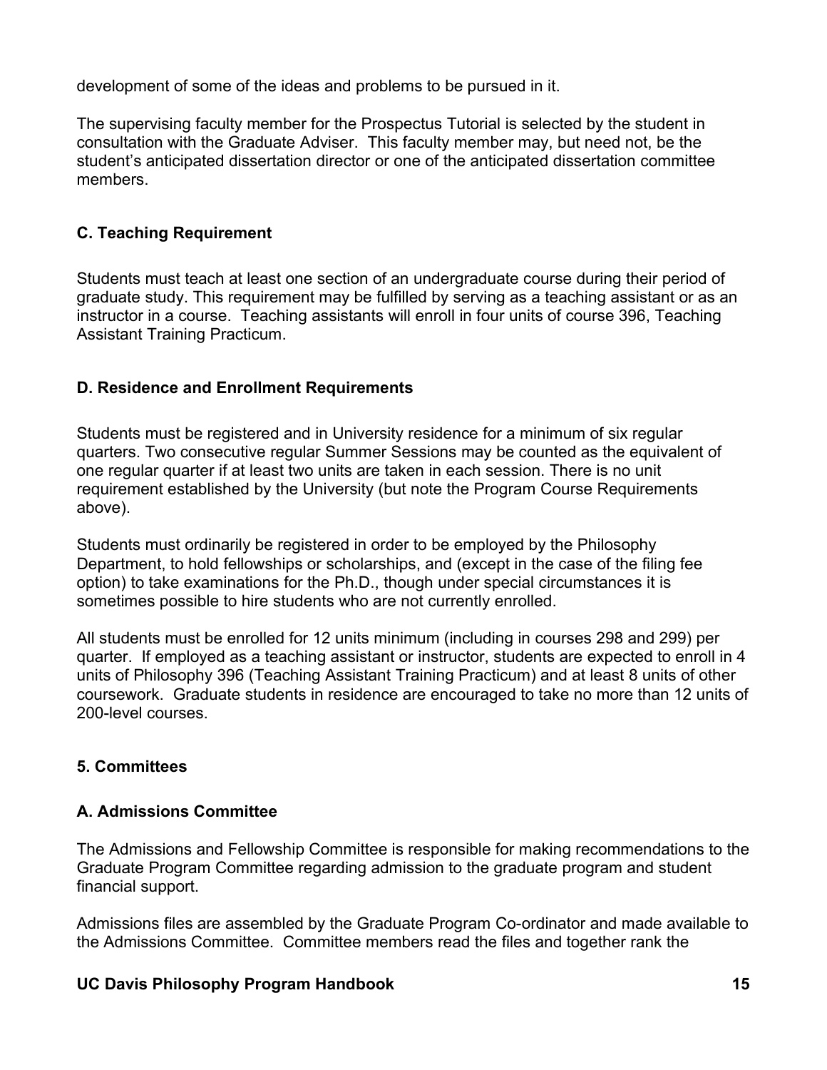development of some of the ideas and problems to be pursued in it.

The supervising faculty member for the Prospectus Tutorial is selected by the student in consultation with the Graduate Adviser. This faculty member may, but need not, be the student's anticipated dissertation director or one of the anticipated dissertation committee members.

### C. Teaching Requirement

Students must teach at least one section of an undergraduate course during their period of graduate study. This requirement may be fulfilled by serving as a teaching assistant or as an instructor in a course. Teaching assistants will enroll in four units of course 396, Teaching Assistant Training Practicum.

### D. Residence and Enrollment Requirements

Students must be registered and in University residence for a minimum of six regular quarters. Two consecutive regular Summer Sessions may be counted as the equivalent of one regular quarter if at least two units are taken in each session. There is no unit requirement established by the University (but note the Program Course Requirements above).

Students must ordinarily be registered in order to be employed by the Philosophy Department, to hold fellowships or scholarships, and (except in the case of the filing fee option) to take examinations for the Ph.D., though under special circumstances it is sometimes possible to hire students who are not currently enrolled.

All students must be enrolled for 12 units minimum (including in courses 298 and 299) per quarter. If employed as a teaching assistant or instructor, students are expected to enroll in 4 units of Philosophy 396 (Teaching Assistant Training Practicum) and at least 8 units of other coursework. Graduate students in residence are encouraged to take no more than 12 units of 200-level courses.

## 5. Committees

### A. Admissions Committee

The Admissions and Fellowship Committee is responsible for making recommendations to the Graduate Program Committee regarding admission to the graduate program and student financial support.

Admissions files are assembled by the Graduate Program Co-ordinator and made available to the Admissions Committee. Committee members read the files and together rank the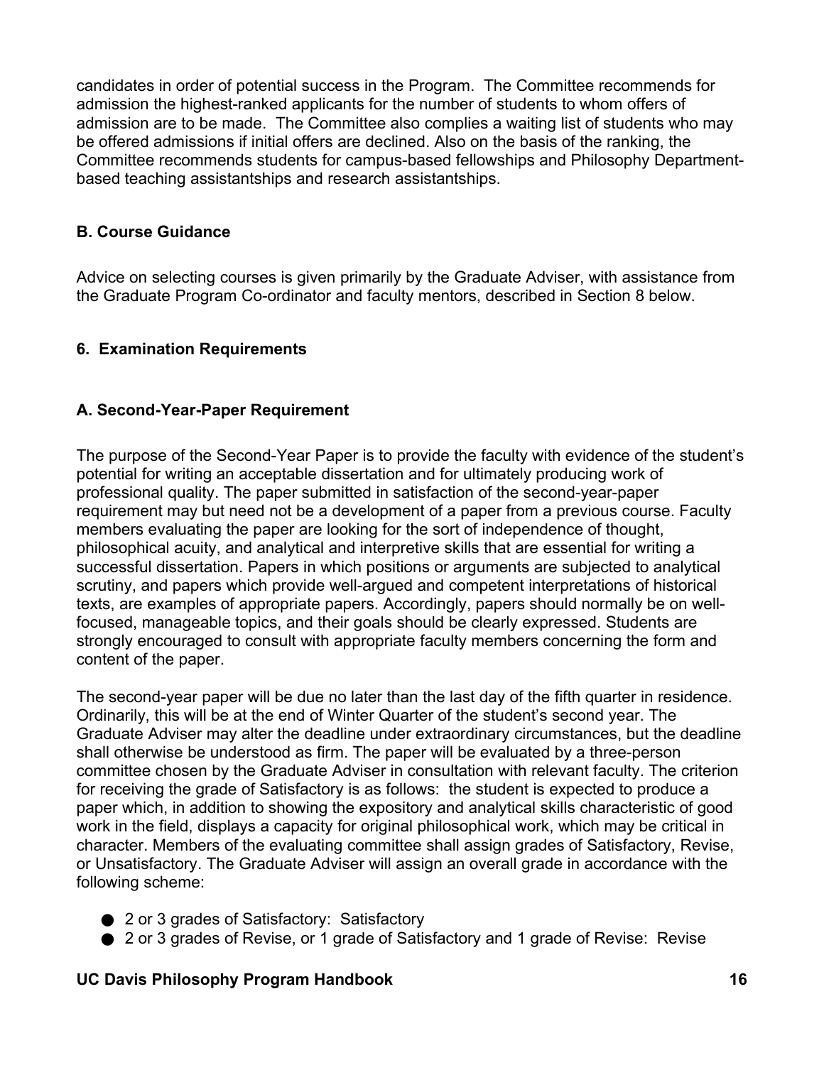candidates in order of potential success in the Program. The Committee recommends for admission the highest-ranked applicants for the number of students to whom offers of admission are to be made. The Committee also complies a waiting list of students who may be offered admissions if initial offers are declined. Also on the basis of the ranking, the Committee recommends students for campus-based fellowships and Philosophy Department-based teaching assistantships and research assistantships.

### B. Course Guidance

Advice on selecting courses is given primarily by the Graduate Adviser, with assistance from the Graduate Program Co-ordinator and faculty mentors, described in Section 8 below.

## 6. Examination Requirements

### A. Second-Year-Paper Requirement

The purpose of the Second-Year Paper is to provide the faculty with evidence of the student's potential for writing an acceptable dissertation and for ultimately producing work of professional quality. The paper submitted in satisfaction of the second-year-paper requirement may but need not be a development of a paper from a previous course. Faculty members evaluating the paper are looking for the sort of independence of thought, philosophical acuity, and analytical and interpretive skills that are essential for writing a successful dissertation. Papers in which positions or arguments are subjected to analytical scrutiny, and papers which provide well-argued and competent interpretations of historical texts, are examples of appropriate papers. Accordingly, papers should normally be on well-focused, manageable topics, and their goals should be clearly expressed. Students are strongly encouraged to consult with appropriate faculty members concerning the form and content of the paper.

The second-year paper will be due no later than the last day of the fifth quarter in residence. Ordinarily, this will be at the end of Winter Quarter of the student's second year. The Graduate Adviser may alter the deadline under extraordinary circumstances, but the deadline shall otherwise be understood as firm. The paper will be evaluated by a three-person committee chosen by the Graduate Adviser in consultation with relevant faculty. The criterion for receiving the grade of Satisfactory is as follows: the student is expected to produce a paper which, in addition to showing the expository and analytical skills characteristic of good work in the field, displays a capacity for original philosophical work, which may be critical in character. Members of the evaluating committee shall assign grades of Satisfactory, Revise, or Unsatisfactory. The Graduate Adviser will assign an overall grade in accordance with the following scheme:

- 2 or 3 grades of Satisfactory: Satisfactory
- 2 or 3 grades of Revise, or 1 grade of Satisfactory and 1 grade of Revise: Revise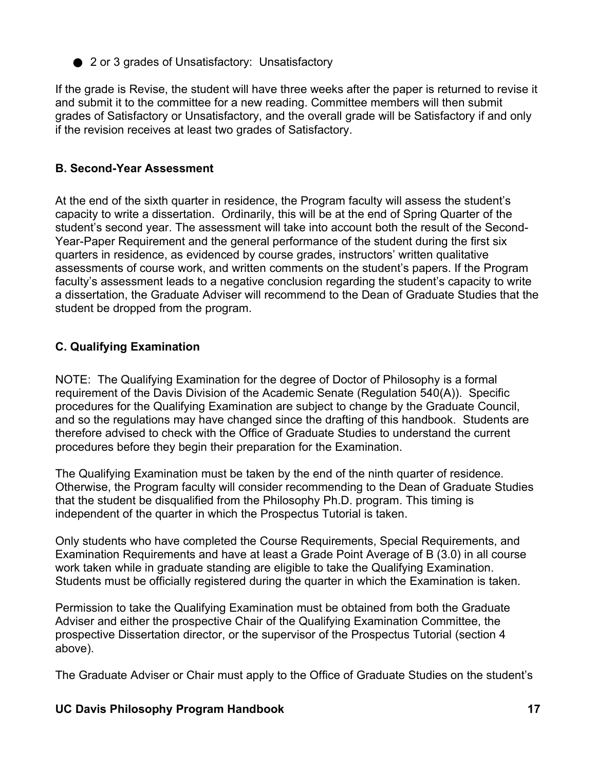- 2 or 3 grades of Unsatisfactory: Unsatisfactory

If the grade is Revise, the student will have three weeks after the paper is returned to revise it and submit it to the committee for a new reading. Committee members will then submit grades of Satisfactory or Unsatisfactory, and the overall grade will be Satisfactory if and only if the revision receives at least two grades of Satisfactory.

### B. Second-Year Assessment

At the end of the sixth quarter in residence, the Program faculty will assess the student's capacity to write a dissertation. Ordinarily, this will be at the end of Spring Quarter of the student's second year. The assessment will take into account both the result of the Second-Year-Paper Requirement and the general performance of the student during the first six quarters in residence, as evidenced by course grades, instructors' written qualitative assessments of course work, and written comments on the student's papers. If the Program faculty's assessment leads to a negative conclusion regarding the student's capacity to write a dissertation, the Graduate Adviser will recommend to the Dean of Graduate Studies that the student be dropped from the program.

### C. Qualifying Examination

NOTE: The Qualifying Examination for the degree of Doctor of Philosophy is a formal requirement of the Davis Division of the Academic Senate (Regulation 540(A)). Specific procedures for the Qualifying Examination are subject to change by the Graduate Council, and so the regulations may have changed since the drafting of this handbook. Students are therefore advised to check with the Office of Graduate Studies to understand the current procedures before they begin their preparation for the Examination.

The Qualifying Examination must be taken by the end of the ninth quarter of residence. Otherwise, the Program faculty will consider recommending to the Dean of Graduate Studies that the student be disqualified from the Philosophy Ph.D. program. This timing is independent of the quarter in which the Prospectus Tutorial is taken.

Only students who have completed the Course Requirements, Special Requirements, and Examination Requirements and have at least a Grade Point Average of B (3.0) in all course work taken while in graduate standing are eligible to take the Qualifying Examination. Students must be officially registered during the quarter in which the Examination is taken.

Permission to take the Qualifying Examination must be obtained from both the Graduate Adviser and either the prospective Chair of the Qualifying Examination Committee, the prospective Dissertation director, or the supervisor of the Prospectus Tutorial (section 4 above).

The Graduate Adviser or Chair must apply to the Office of Graduate Studies on the student's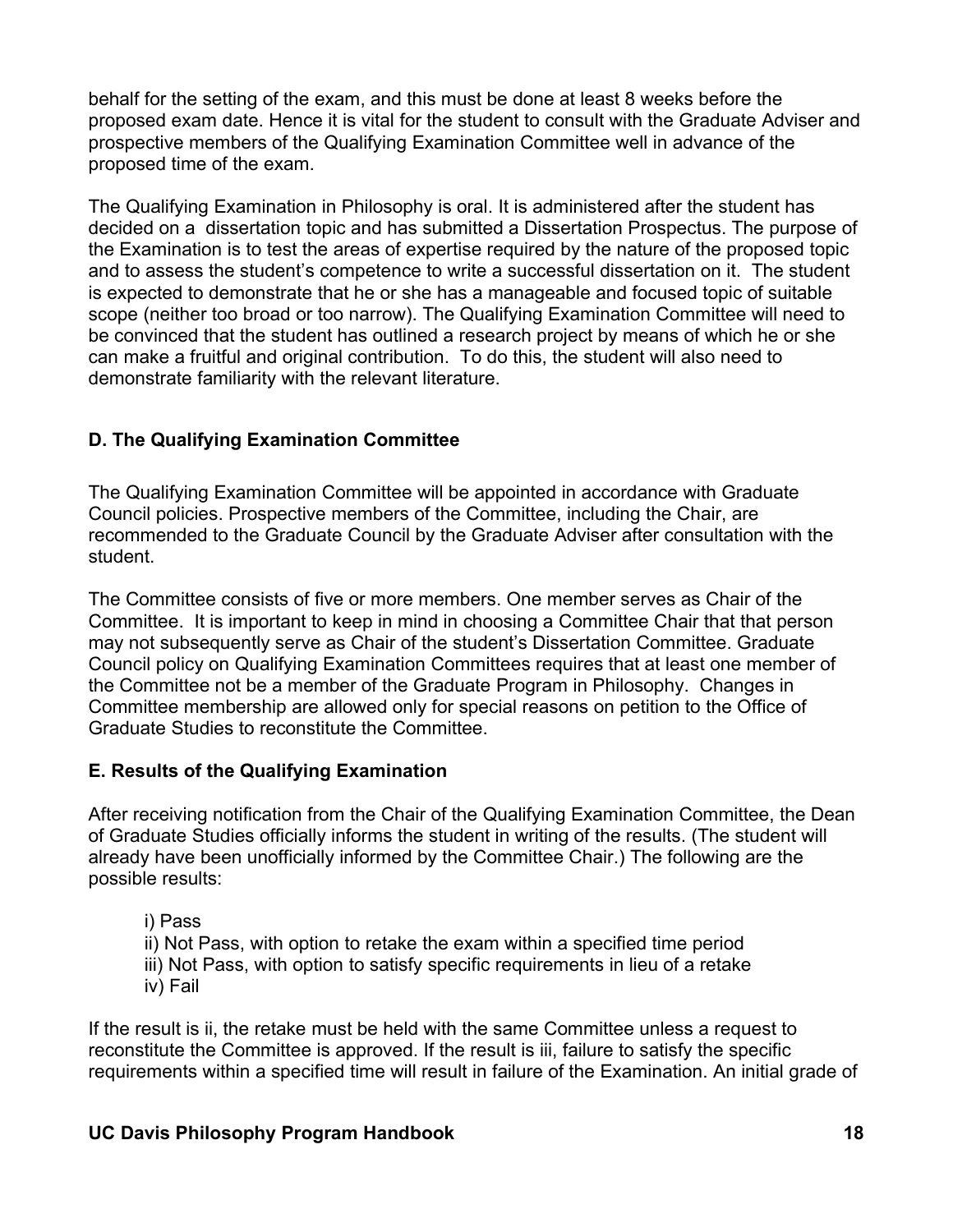behalf for the setting of the exam, and this must be done at least 8 weeks before the proposed exam date. Hence it is vital for the student to consult with the Graduate Adviser and prospective members of the Qualifying Examination Committee well in advance of the proposed time of the exam.

The Qualifying Examination in Philosophy is oral. It is administered after the student has decided on a dissertation topic and has submitted a Dissertation Prospectus. The purpose of the Examination is to test the areas of expertise required by the nature of the proposed topic and to assess the student's competence to write a successful dissertation on it. The student is expected to demonstrate that he or she has a manageable and focused topic of suitable scope (neither too broad or too narrow). The Qualifying Examination Committee will need to be convinced that the student has outlined a research project by means of which he or she can make a fruitful and original contribution. To do this, the student will also need to demonstrate familiarity with the relevant literature.

### D. The Qualifying Examination Committee

The Qualifying Examination Committee will be appointed in accordance with Graduate Council policies. Prospective members of the Committee, including the Chair, are recommended to the Graduate Council by the Graduate Adviser after consultation with the student.

The Committee consists of five or more members. One member serves as Chair of the Committee. It is important to keep in mind in choosing a Committee Chair that that person may not subsequently serve as Chair of the student's Dissertation Committee. Graduate Council policy on Qualifying Examination Committees requires that at least one member of the Committee not be a member of the Graduate Program in Philosophy. Changes in Committee membership are allowed only for special reasons on petition to the Office of Graduate Studies to reconstitute the Committee.

### E. Results of the Qualifying Examination

After receiving notification from the Chair of the Qualifying Examination Committee, the Dean of Graduate Studies officially informs the student in writing of the results. (The student will already have been unofficially informed by the Committee Chair.) The following are the possible results:

i) Pass
ii) Not Pass, with option to retake the exam within a specified time period
iii) Not Pass, with option to satisfy specific requirements in lieu of a retake
iv) Fail

If the result is ii, the retake must be held with the same Committee unless a request to reconstitute the Committee is approved. If the result is iii, failure to satisfy the specific requirements within a specified time will result in failure of the Examination. An initial grade of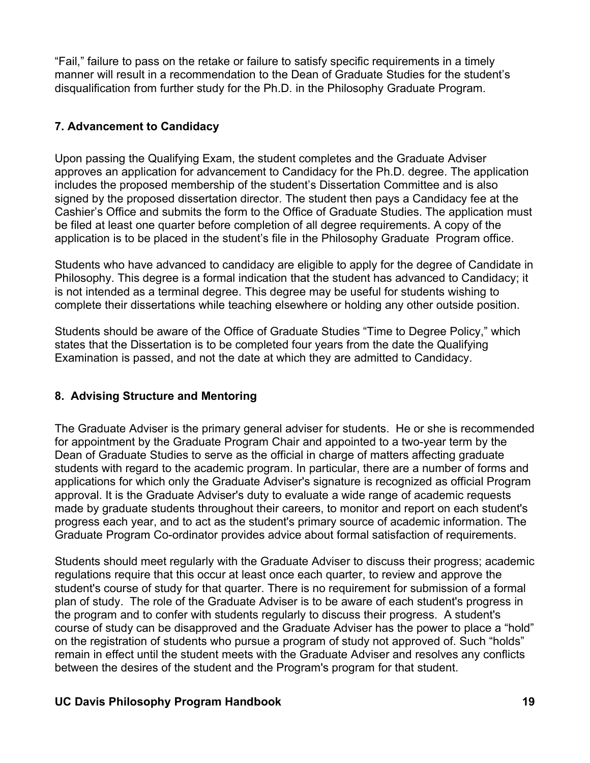"Fail," failure to pass on the retake or failure to satisfy specific requirements in a timely manner will result in a recommendation to the Dean of Graduate Studies for the student's disqualification from further study for the Ph.D. in the Philosophy Graduate Program.

## 7. Advancement to Candidacy

Upon passing the Qualifying Exam, the student completes and the Graduate Adviser approves an application for advancement to Candidacy for the Ph.D. degree. The application includes the proposed membership of the student's Dissertation Committee and is also signed by the proposed dissertation director. The student then pays a Candidacy fee at the Cashier's Office and submits the form to the Office of Graduate Studies. The application must be filed at least one quarter before completion of all degree requirements. A copy of the application is to be placed in the student's file in the Philosophy Graduate Program office.

Students who have advanced to candidacy are eligible to apply for the degree of Candidate in Philosophy. This degree is a formal indication that the student has advanced to Candidacy; it is not intended as a terminal degree. This degree may be useful for students wishing to complete their dissertations while teaching elsewhere or holding any other outside position.

Students should be aware of the Office of Graduate Studies "Time to Degree Policy," which states that the Dissertation is to be completed four years from the date the Qualifying Examination is passed, and not the date at which they are admitted to Candidacy.

## 8. Advising Structure and Mentoring

The Graduate Adviser is the primary general adviser for students. He or she is recommended for appointment by the Graduate Program Chair and appointed to a two-year term by the Dean of Graduate Studies to serve as the official in charge of matters affecting graduate students with regard to the academic program. In particular, there are a number of forms and applications for which only the Graduate Adviser's signature is recognized as official Program approval. It is the Graduate Adviser's duty to evaluate a wide range of academic requests made by graduate students throughout their careers, to monitor and report on each student's progress each year, and to act as the student's primary source of academic information. The Graduate Program Co-ordinator provides advice about formal satisfaction of requirements.

Students should meet regularly with the Graduate Adviser to discuss their progress; academic regulations require that this occur at least once each quarter, to review and approve the student's course of study for that quarter. There is no requirement for submission of a formal plan of study. The role of the Graduate Adviser is to be aware of each student's progress in the program and to confer with students regularly to discuss their progress. A student's course of study can be disapproved and the Graduate Adviser has the power to place a "hold" on the registration of students who pursue a program of study not approved of. Such "holds" remain in effect until the student meets with the Graduate Adviser and resolves any conflicts between the desires of the student and the Program's program for that student.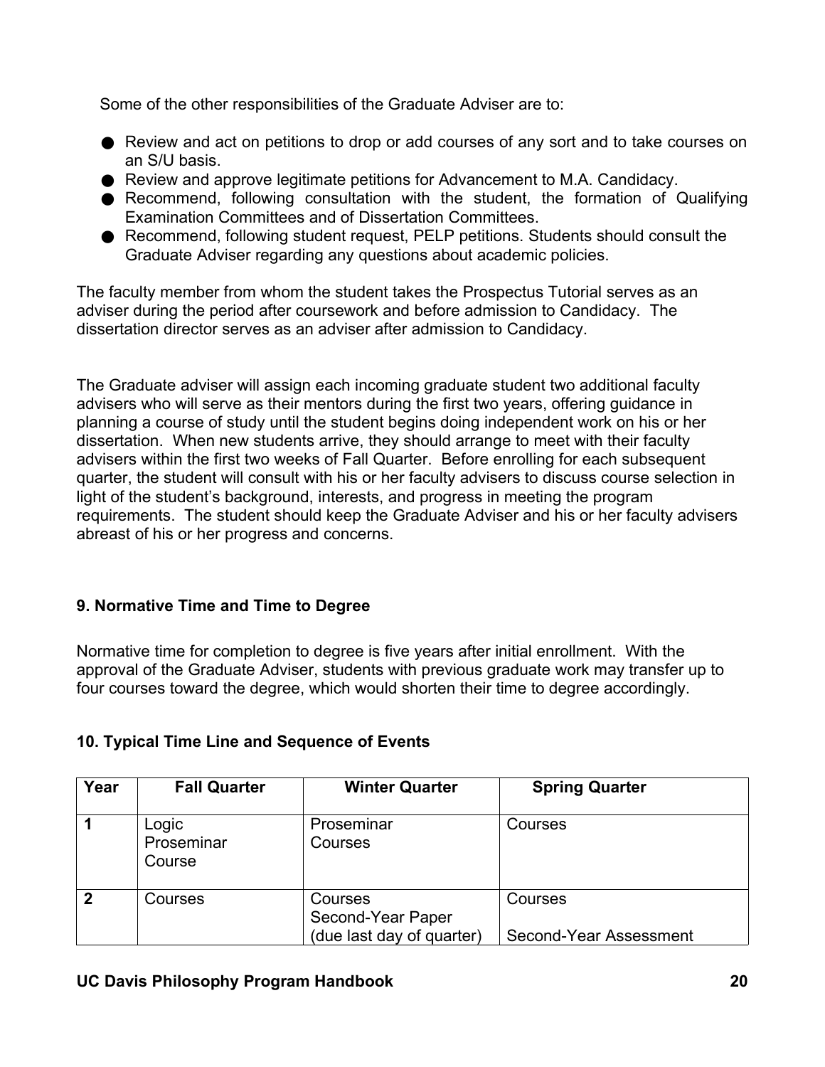Some of the other responsibilities of the Graduate Adviser are to:

- Review and act on petitions to drop or add courses of any sort and to take courses on an S/U basis.
- Review and approve legitimate petitions for Advancement to M.A. Candidacy.
- Recommend, following consultation with the student, the formation of Qualifying Examination Committees and of Dissertation Committees.
- Recommend, following student request, PELP petitions. Students should consult the Graduate Adviser regarding any questions about academic policies.

The faculty member from whom the student takes the Prospectus Tutorial serves as an adviser during the period after coursework and before admission to Candidacy. The dissertation director serves as an adviser after admission to Candidacy.

The Graduate adviser will assign each incoming graduate student two additional faculty advisers who will serve as their mentors during the first two years, offering guidance in planning a course of study until the student begins doing independent work on his or her dissertation. When new students arrive, they should arrange to meet with their faculty advisers within the first two weeks of Fall Quarter. Before enrolling for each subsequent quarter, the student will consult with his or her faculty advisers to discuss course selection in light of the student's background, interests, and progress in meeting the program requirements. The student should keep the Graduate Adviser and his or her faculty advisers abreast of his or her progress and concerns.

### 9. Normative Time and Time to Degree

Normative time for completion to degree is five years after initial enrollment. With the approval of the Graduate Adviser, students with previous graduate work may transfer up to four courses toward the degree, which would shorten their time to degree accordingly.

### 10. Typical Time Line and Sequence of Events

| Year | Fall Quarter | Winter Quarter | Spring Quarter |
|---|---|---|---|
| **1** | Logic<br>Proseminar<br>Course | Proseminar<br>Courses | Courses |
| **2** | Courses | Courses<br>Second-Year Paper<br>(due last day of quarter) | Courses<br><br>Second-Year Assessment |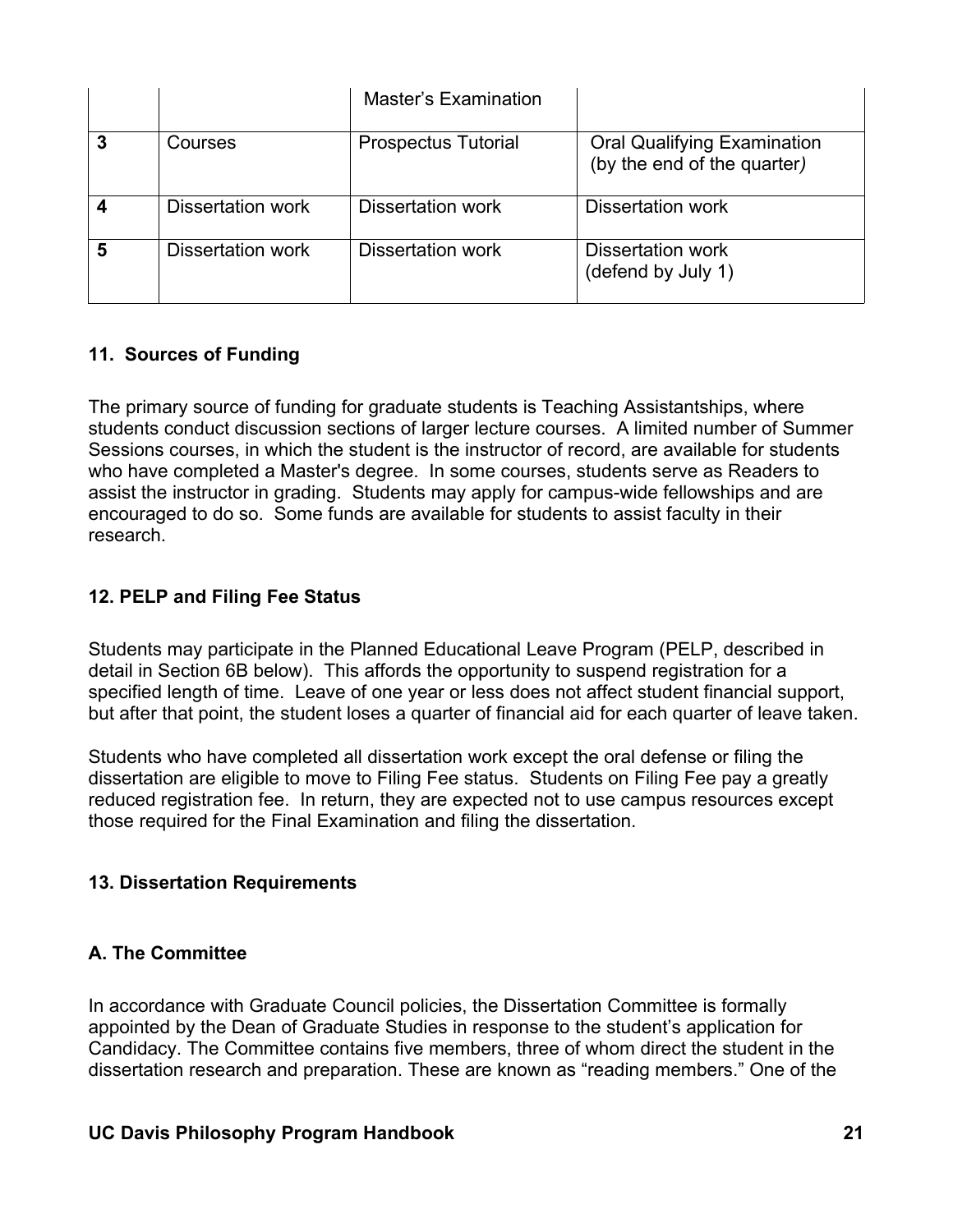| | | Master's Examination | |
|---|---|---|---|
| **3** | Courses | Prospectus Tutorial | Oral Qualifying Examination (by the end of the quarter) |
| **4** | Dissertation work | Dissertation work | Dissertation work |
| **5** | Dissertation work | Dissertation work | Dissertation work (defend by July 1) |

### 11. Sources of Funding

The primary source of funding for graduate students is Teaching Assistantships, where students conduct discussion sections of larger lecture courses. A limited number of Summer Sessions courses, in which the student is the instructor of record, are available for students who have completed a Master's degree. In some courses, students serve as Readers to assist the instructor in grading. Students may apply for campus-wide fellowships and are encouraged to do so. Some funds are available for students to assist faculty in their research.

### 12. PELP and Filing Fee Status

Students may participate in the Planned Educational Leave Program (PELP, described in detail in Section 6B below). This affords the opportunity to suspend registration for a specified length of time. Leave of one year or less does not affect student financial support, but after that point, the student loses a quarter of financial aid for each quarter of leave taken.

Students who have completed all dissertation work except the oral defense or filing the dissertation are eligible to move to Filing Fee status. Students on Filing Fee pay a greatly reduced registration fee. In return, they are expected not to use campus resources except those required for the Final Examination and filing the dissertation.

### 13. Dissertation Requirements

#### A. The Committee

In accordance with Graduate Council policies, the Dissertation Committee is formally appointed by the Dean of Graduate Studies in response to the student's application for Candidacy. The Committee contains five members, three of whom direct the student in the dissertation research and preparation. These are known as "reading members." One of the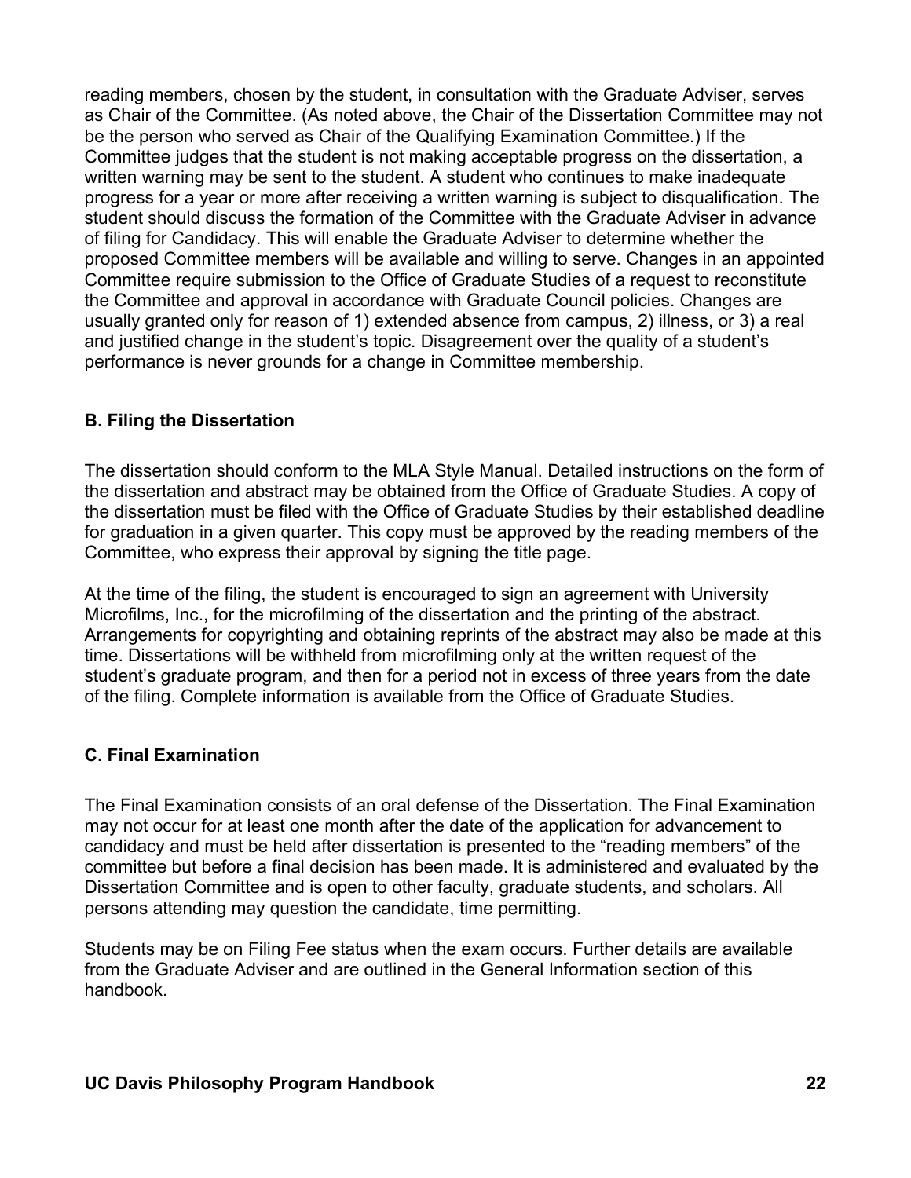reading members, chosen by the student, in consultation with the Graduate Adviser, serves as Chair of the Committee. (As noted above, the Chair of the Dissertation Committee may not be the person who served as Chair of the Qualifying Examination Committee.) If the Committee judges that the student is not making acceptable progress on the dissertation, a written warning may be sent to the student. A student who continues to make inadequate progress for a year or more after receiving a written warning is subject to disqualification. The student should discuss the formation of the Committee with the Graduate Adviser in advance of filing for Candidacy. This will enable the Graduate Adviser to determine whether the proposed Committee members will be available and willing to serve. Changes in an appointed Committee require submission to the Office of Graduate Studies of a request to reconstitute the Committee and approval in accordance with Graduate Council policies. Changes are usually granted only for reason of 1) extended absence from campus, 2) illness, or 3) a real and justified change in the student's topic. Disagreement over the quality of a student's performance is never grounds for a change in Committee membership.

### B. Filing the Dissertation

The dissertation should conform to the MLA Style Manual. Detailed instructions on the form of the dissertation and abstract may be obtained from the Office of Graduate Studies. A copy of the dissertation must be filed with the Office of Graduate Studies by their established deadline for graduation in a given quarter. This copy must be approved by the reading members of the Committee, who express their approval by signing the title page.

At the time of the filing, the student is encouraged to sign an agreement with University Microfilms, Inc., for the microfilming of the dissertation and the printing of the abstract. Arrangements for copyrighting and obtaining reprints of the abstract may also be made at this time. Dissertations will be withheld from microfilming only at the written request of the student's graduate program, and then for a period not in excess of three years from the date of the filing. Complete information is available from the Office of Graduate Studies.

### C. Final Examination

The Final Examination consists of an oral defense of the Dissertation. The Final Examination may not occur for at least one month after the date of the application for advancement to candidacy and must be held after dissertation is presented to the "reading members" of the committee but before a final decision has been made. It is administered and evaluated by the Dissertation Committee and is open to other faculty, graduate students, and scholars. All persons attending may question the candidate, time permitting.

Students may be on Filing Fee status when the exam occurs. Further details are available from the Graduate Adviser and are outlined in the General Information section of this handbook.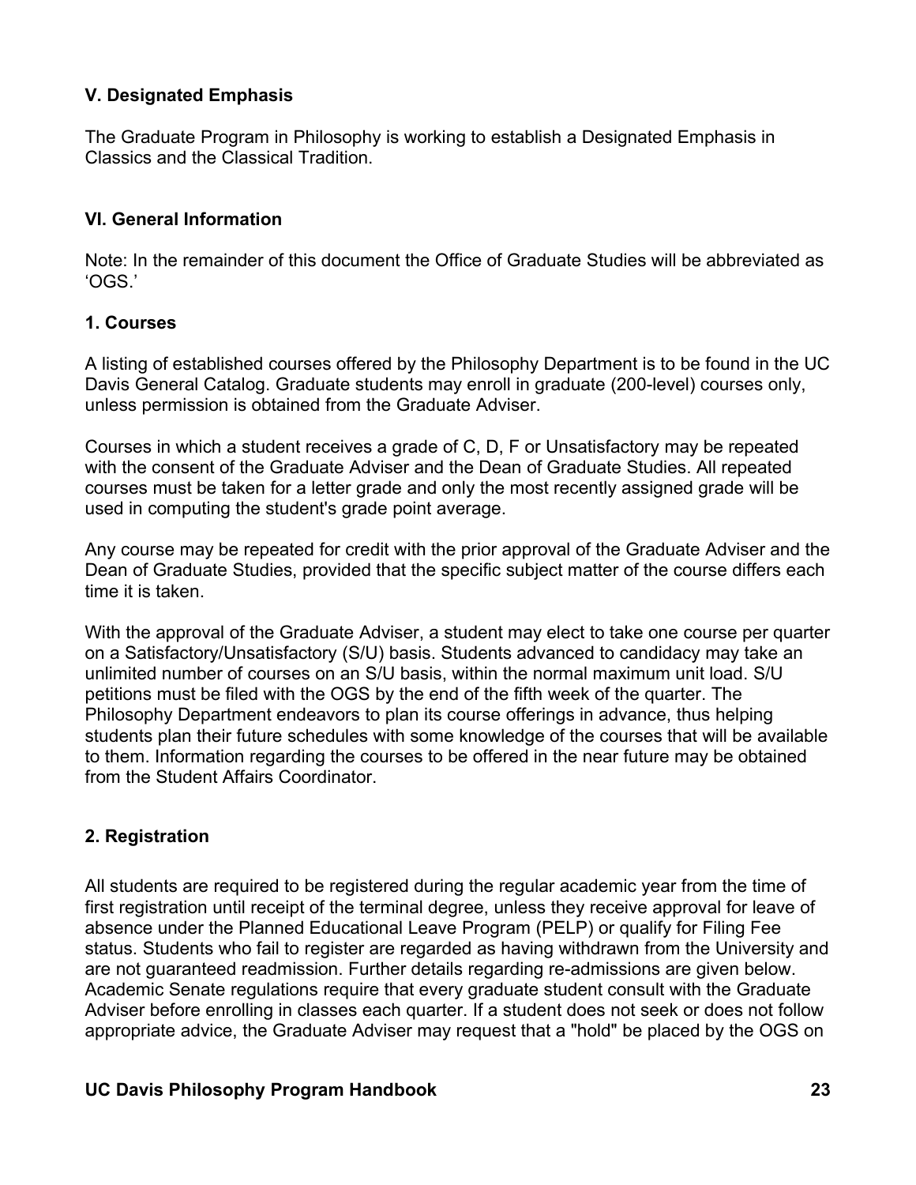## V. Designated Emphasis

The Graduate Program in Philosophy is working to establish a Designated Emphasis in Classics and the Classical Tradition.

## VI. General Information

Note: In the remainder of this document the Office of Graduate Studies will be abbreviated as 'OGS.'

### 1. Courses

A listing of established courses offered by the Philosophy Department is to be found in the UC Davis General Catalog. Graduate students may enroll in graduate (200-level) courses only, unless permission is obtained from the Graduate Adviser.

Courses in which a student receives a grade of C, D, F or Unsatisfactory may be repeated with the consent of the Graduate Adviser and the Dean of Graduate Studies. All repeated courses must be taken for a letter grade and only the most recently assigned grade will be used in computing the student's grade point average.

Any course may be repeated for credit with the prior approval of the Graduate Adviser and the Dean of Graduate Studies, provided that the specific subject matter of the course differs each time it is taken.

With the approval of the Graduate Adviser, a student may elect to take one course per quarter on a Satisfactory/Unsatisfactory (S/U) basis. Students advanced to candidacy may take an unlimited number of courses on an S/U basis, within the normal maximum unit load. S/U petitions must be filed with the OGS by the end of the fifth week of the quarter. The Philosophy Department endeavors to plan its course offerings in advance, thus helping students plan their future schedules with some knowledge of the courses that will be available to them. Information regarding the courses to be offered in the near future may be obtained from the Student Affairs Coordinator.

### 2. Registration

All students are required to be registered during the regular academic year from the time of first registration until receipt of the terminal degree, unless they receive approval for leave of absence under the Planned Educational Leave Program (PELP) or qualify for Filing Fee status. Students who fail to register are regarded as having withdrawn from the University and are not guaranteed readmission. Further details regarding re-admissions are given below. Academic Senate regulations require that every graduate student consult with the Graduate Adviser before enrolling in classes each quarter. If a student does not seek or does not follow appropriate advice, the Graduate Adviser may request that a "hold" be placed by the OGS on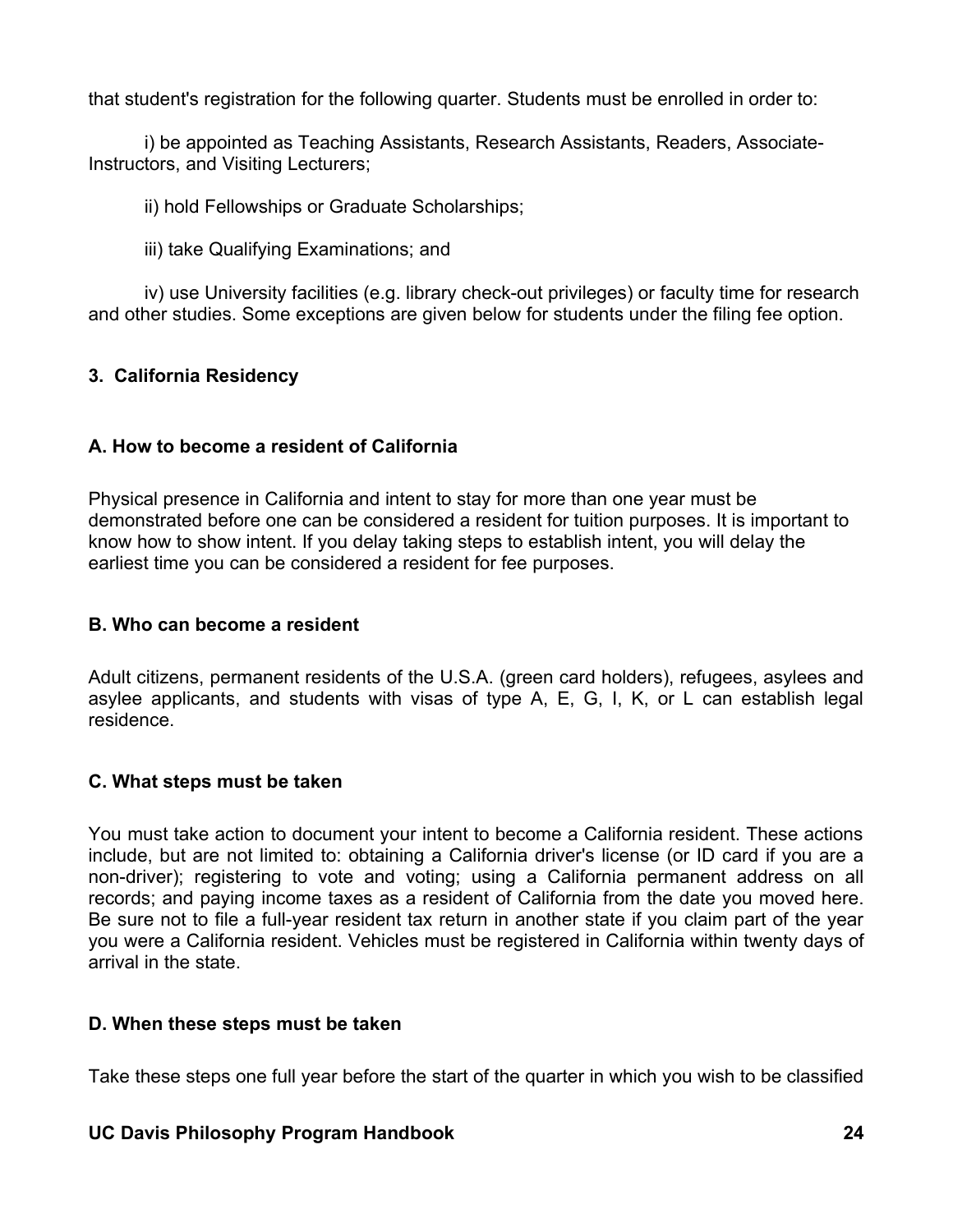that student's registration for the following quarter. Students must be enrolled in order to:

i) be appointed as Teaching Assistants, Research Assistants, Readers, Associate-Instructors, and Visiting Lecturers;

ii) hold Fellowships or Graduate Scholarships;

iii) take Qualifying Examinations; and

iv) use University facilities (e.g. library check-out privileges) or faculty time for research and other studies. Some exceptions are given below for students under the filing fee option.

### 3. California Residency

#### A. How to become a resident of California

Physical presence in California and intent to stay for more than one year must be demonstrated before one can be considered a resident for tuition purposes. It is important to know how to show intent. If you delay taking steps to establish intent, you will delay the earliest time you can be considered a resident for fee purposes.

#### B. Who can become a resident

Adult citizens, permanent residents of the U.S.A. (green card holders), refugees, asylees and asylee applicants, and students with visas of type A, E, G, I, K, or L can establish legal residence.

#### C. What steps must be taken

You must take action to document your intent to become a California resident. These actions include, but are not limited to: obtaining a California driver's license (or ID card if you are a non-driver); registering to vote and voting; using a California permanent address on all records; and paying income taxes as a resident of California from the date you moved here. Be sure not to file a full-year resident tax return in another state if you claim part of the year you were a California resident. Vehicles must be registered in California within twenty days of arrival in the state.

#### D. When these steps must be taken

Take these steps one full year before the start of the quarter in which you wish to be classified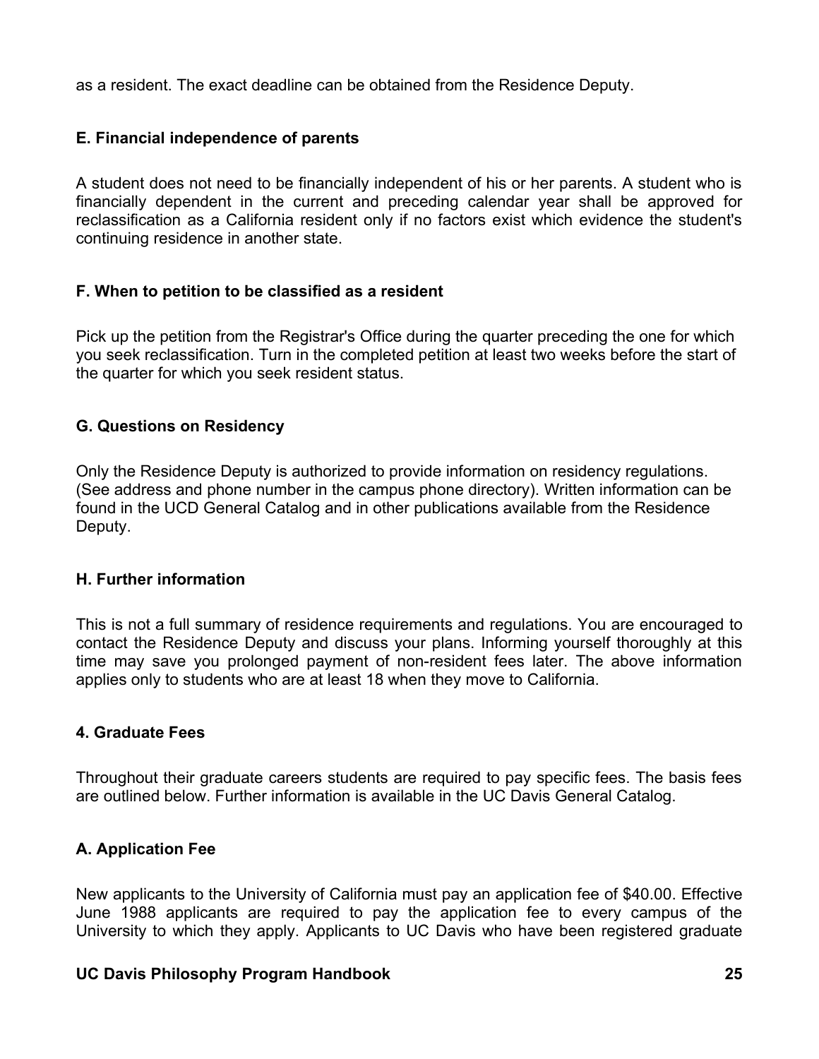as a resident. The exact deadline can be obtained from the Residence Deputy.

### E. Financial independence of parents

A student does not need to be financially independent of his or her parents. A student who is financially dependent in the current and preceding calendar year shall be approved for reclassification as a California resident only if no factors exist which evidence the student's continuing residence in another state.

### F. When to petition to be classified as a resident

Pick up the petition from the Registrar's Office during the quarter preceding the one for which you seek reclassification. Turn in the completed petition at least two weeks before the start of the quarter for which you seek resident status.

### G. Questions on Residency

Only the Residence Deputy is authorized to provide information on residency regulations. (See address and phone number in the campus phone directory). Written information can be found in the UCD General Catalog and in other publications available from the Residence Deputy.

### H. Further information

This is not a full summary of residence requirements and regulations. You are encouraged to contact the Residence Deputy and discuss your plans. Informing yourself thoroughly at this time may save you prolonged payment of non-resident fees later. The above information applies only to students who are at least 18 when they move to California.

## 4. Graduate Fees

Throughout their graduate careers students are required to pay specific fees. The basis fees are outlined below. Further information is available in the UC Davis General Catalog.

### A. Application Fee

New applicants to the University of California must pay an application fee of $40.00. Effective June 1988 applicants are required to pay the application fee to every campus of the University to which they apply. Applicants to UC Davis who have been registered graduate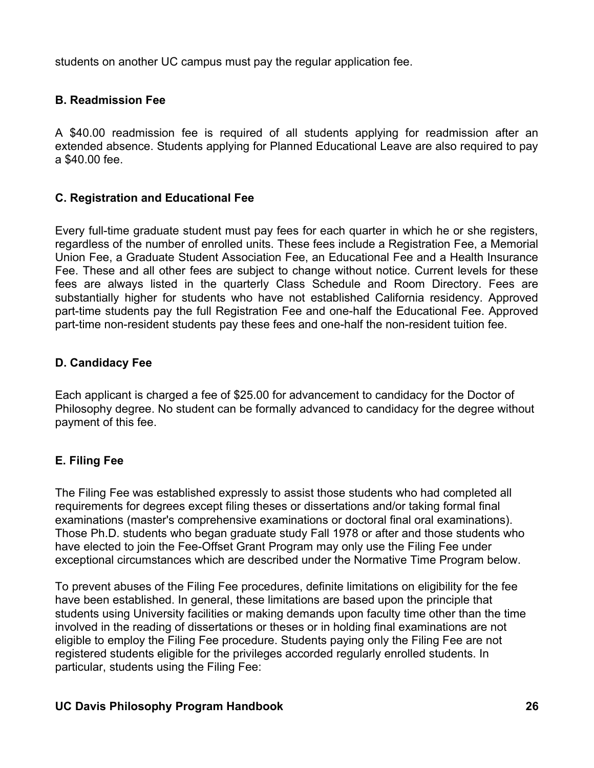students on another UC campus must pay the regular application fee.

### B. Readmission Fee

A $40.00 readmission fee is required of all students applying for readmission after an extended absence. Students applying for Planned Educational Leave are also required to pay a $40.00 fee.

### C. Registration and Educational Fee

Every full-time graduate student must pay fees for each quarter in which he or she registers, regardless of the number of enrolled units. These fees include a Registration Fee, a Memorial Union Fee, a Graduate Student Association Fee, an Educational Fee and a Health Insurance Fee. These and all other fees are subject to change without notice. Current levels for these fees are always listed in the quarterly Class Schedule and Room Directory. Fees are substantially higher for students who have not established California residency. Approved part-time students pay the full Registration Fee and one-half the Educational Fee. Approved part-time non-resident students pay these fees and one-half the non-resident tuition fee.

### D. Candidacy Fee

Each applicant is charged a fee of $25.00 for advancement to candidacy for the Doctor of Philosophy degree. No student can be formally advanced to candidacy for the degree without payment of this fee.

### E. Filing Fee

The Filing Fee was established expressly to assist those students who had completed all requirements for degrees except filing theses or dissertations and/or taking formal final examinations (master's comprehensive examinations or doctoral final oral examinations). Those Ph.D. students who began graduate study Fall 1978 or after and those students who have elected to join the Fee-Offset Grant Program may only use the Filing Fee under exceptional circumstances which are described under the Normative Time Program below.

To prevent abuses of the Filing Fee procedures, definite limitations on eligibility for the fee have been established. In general, these limitations are based upon the principle that students using University facilities or making demands upon faculty time other than the time involved in the reading of dissertations or theses or in holding final examinations are not eligible to employ the Filing Fee procedure. Students paying only the Filing Fee are not registered students eligible for the privileges accorded regularly enrolled students. In particular, students using the Filing Fee: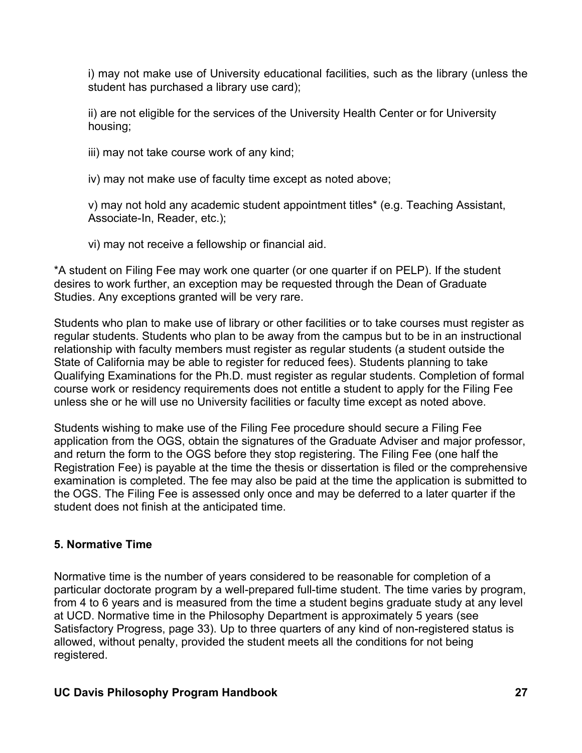i) may not make use of University educational facilities, such as the library (unless the student has purchased a library use card);

ii) are not eligible for the services of the University Health Center or for University housing;

iii) may not take course work of any kind;

iv) may not make use of faculty time except as noted above;

v) may not hold any academic student appointment titles* (e.g. Teaching Assistant, Associate-In, Reader, etc.);

vi) may not receive a fellowship or financial aid.

*A student on Filing Fee may work one quarter (or one quarter if on PELP). If the student desires to work further, an exception may be requested through the Dean of Graduate Studies. Any exceptions granted will be very rare.

Students who plan to make use of library or other facilities or to take courses must register as regular students. Students who plan to be away from the campus but to be in an instructional relationship with faculty members must register as regular students (a student outside the State of California may be able to register for reduced fees). Students planning to take Qualifying Examinations for the Ph.D. must register as regular students. Completion of formal course work or residency requirements does not entitle a student to apply for the Filing Fee unless she or he will use no University facilities or faculty time except as noted above.

Students wishing to make use of the Filing Fee procedure should secure a Filing Fee application from the OGS, obtain the signatures of the Graduate Adviser and major professor, and return the form to the OGS before they stop registering. The Filing Fee (one half the Registration Fee) is payable at the time the thesis or dissertation is filed or the comprehensive examination is completed. The fee may also be paid at the time the application is submitted to the OGS. The Filing Fee is assessed only once and may be deferred to a later quarter if the student does not finish at the anticipated time.

### 5. Normative Time

Normative time is the number of years considered to be reasonable for completion of a particular doctorate program by a well-prepared full-time student. The time varies by program, from 4 to 6 years and is measured from the time a student begins graduate study at any level at UCD. Normative time in the Philosophy Department is approximately 5 years (see Satisfactory Progress, page 33). Up to three quarters of any kind of non-registered status is allowed, without penalty, provided the student meets all the conditions for not being registered.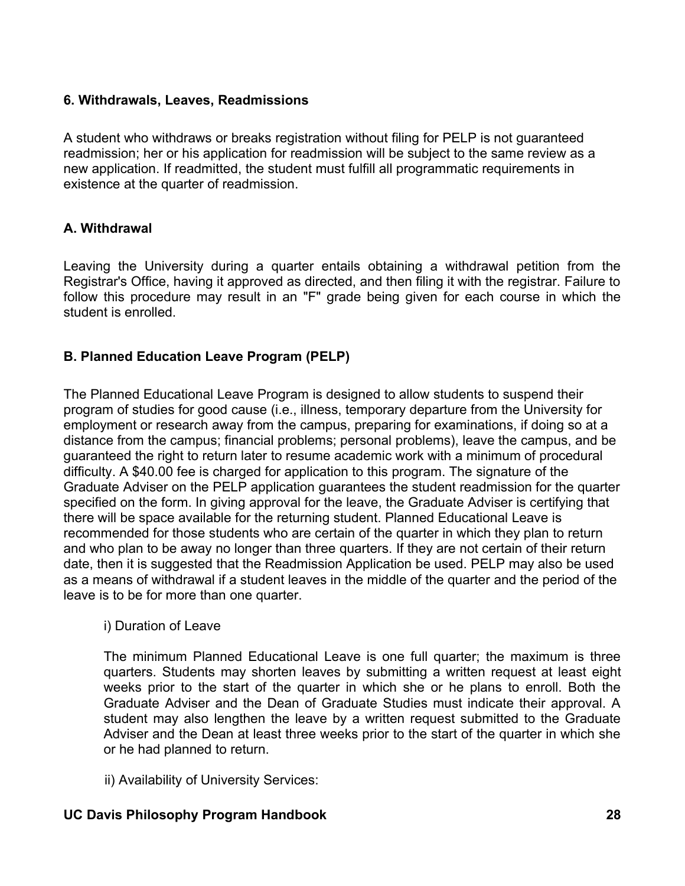### 6. Withdrawals, Leaves, Readmissions

A student who withdraws or breaks registration without filing for PELP is not guaranteed readmission; her or his application for readmission will be subject to the same review as a new application. If readmitted, the student must fulfill all programmatic requirements in existence at the quarter of readmission.

#### A. Withdrawal

Leaving the University during a quarter entails obtaining a withdrawal petition from the Registrar's Office, having it approved as directed, and then filing it with the registrar. Failure to follow this procedure may result in an "F" grade being given for each course in which the student is enrolled.

#### B. Planned Education Leave Program (PELP)

The Planned Educational Leave Program is designed to allow students to suspend their program of studies for good cause (i.e., illness, temporary departure from the University for employment or research away from the campus, preparing for examinations, if doing so at a distance from the campus; financial problems; personal problems), leave the campus, and be guaranteed the right to return later to resume academic work with a minimum of procedural difficulty. A $40.00 fee is charged for application to this program. The signature of the Graduate Adviser on the PELP application guarantees the student readmission for the quarter specified on the form. In giving approval for the leave, the Graduate Adviser is certifying that there will be space available for the returning student. Planned Educational Leave is recommended for those students who are certain of the quarter in which they plan to return and who plan to be away no longer than three quarters. If they are not certain of their return date, then it is suggested that the Readmission Application be used. PELP may also be used as a means of withdrawal if a student leaves in the middle of the quarter and the period of the leave is to be for more than one quarter.

i) Duration of Leave

The minimum Planned Educational Leave is one full quarter; the maximum is three quarters. Students may shorten leaves by submitting a written request at least eight weeks prior to the start of the quarter in which she or he plans to enroll. Both the Graduate Adviser and the Dean of Graduate Studies must indicate their approval. A student may also lengthen the leave by a written request submitted to the Graduate Adviser and the Dean at least three weeks prior to the start of the quarter in which she or he had planned to return.

ii) Availability of University Services: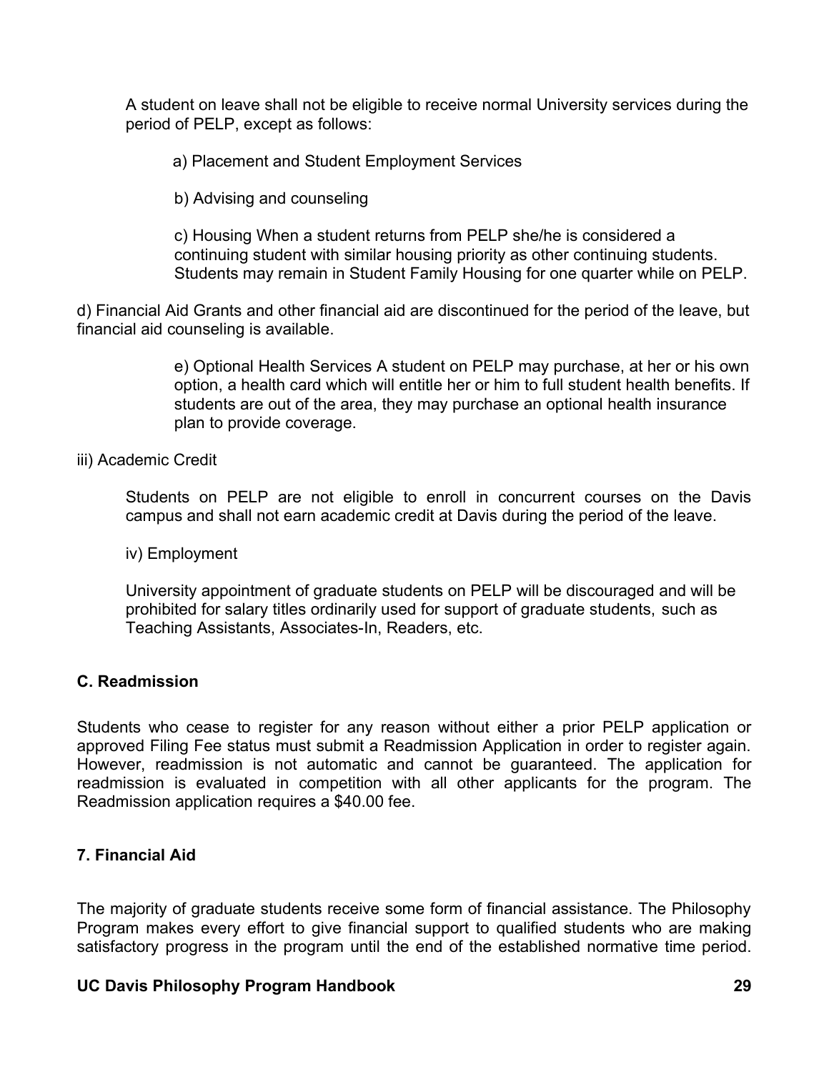A student on leave shall not be eligible to receive normal University services during the period of PELP, except as follows:

a) Placement and Student Employment Services

b) Advising and counseling

c) Housing When a student returns from PELP she/he is considered a continuing student with similar housing priority as other continuing students. Students may remain in Student Family Housing for one quarter while on PELP.

d) Financial Aid Grants and other financial aid are discontinued for the period of the leave, but financial aid counseling is available.

e) Optional Health Services A student on PELP may purchase, at her or his own option, a health card which will entitle her or him to full student health benefits. If students are out of the area, they may purchase an optional health insurance plan to provide coverage.

iii) Academic Credit

Students on PELP are not eligible to enroll in concurrent courses on the Davis campus and shall not earn academic credit at Davis during the period of the leave.

iv) Employment

University appointment of graduate students on PELP will be discouraged and will be prohibited for salary titles ordinarily used for support of graduate students, such as Teaching Assistants, Associates-In, Readers, etc.

### C. Readmission

Students who cease to register for any reason without either a prior PELP application or approved Filing Fee status must submit a Readmission Application in order to register again. However, readmission is not automatic and cannot be guaranteed. The application for readmission is evaluated in competition with all other applicants for the program. The Readmission application requires a $40.00 fee.

## 7. Financial Aid

The majority of graduate students receive some form of financial assistance. The Philosophy Program makes every effort to give financial support to qualified students who are making satisfactory progress in the program until the end of the established normative time period.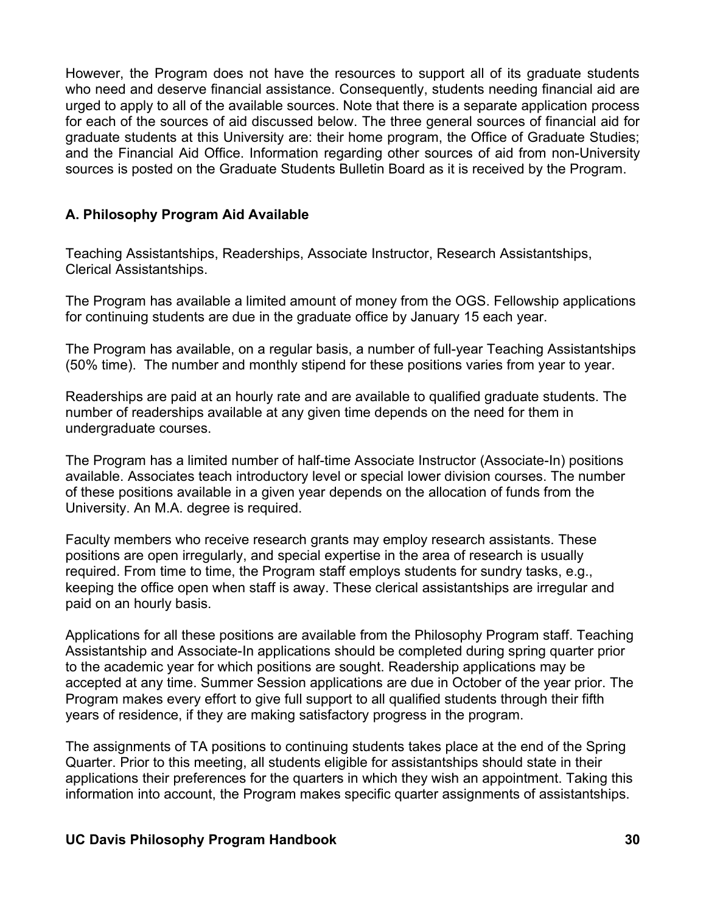However, the Program does not have the resources to support all of its graduate students who need and deserve financial assistance. Consequently, students needing financial aid are urged to apply to all of the available sources. Note that there is a separate application process for each of the sources of aid discussed below. The three general sources of financial aid for graduate students at this University are: their home program, the Office of Graduate Studies; and the Financial Aid Office. Information regarding other sources of aid from non-University sources is posted on the Graduate Students Bulletin Board as it is received by the Program.

### A. Philosophy Program Aid Available

Teaching Assistantships, Readerships, Associate Instructor, Research Assistantships, Clerical Assistantships.

The Program has available a limited amount of money from the OGS. Fellowship applications for continuing students are due in the graduate office by January 15 each year.

The Program has available, on a regular basis, a number of full-year Teaching Assistantships (50% time). The number and monthly stipend for these positions varies from year to year.

Readerships are paid at an hourly rate and are available to qualified graduate students. The number of readerships available at any given time depends on the need for them in undergraduate courses.

The Program has a limited number of half-time Associate Instructor (Associate-In) positions available. Associates teach introductory level or special lower division courses. The number of these positions available in a given year depends on the allocation of funds from the University. An M.A. degree is required.

Faculty members who receive research grants may employ research assistants. These positions are open irregularly, and special expertise in the area of research is usually required. From time to time, the Program staff employs students for sundry tasks, e.g., keeping the office open when staff is away. These clerical assistantships are irregular and paid on an hourly basis.

Applications for all these positions are available from the Philosophy Program staff. Teaching Assistantship and Associate-In applications should be completed during spring quarter prior to the academic year for which positions are sought. Readership applications may be accepted at any time. Summer Session applications are due in October of the year prior. The Program makes every effort to give full support to all qualified students through their fifth years of residence, if they are making satisfactory progress in the program.

The assignments of TA positions to continuing students takes place at the end of the Spring Quarter. Prior to this meeting, all students eligible for assistantships should state in their applications their preferences for the quarters in which they wish an appointment. Taking this information into account, the Program makes specific quarter assignments of assistantships.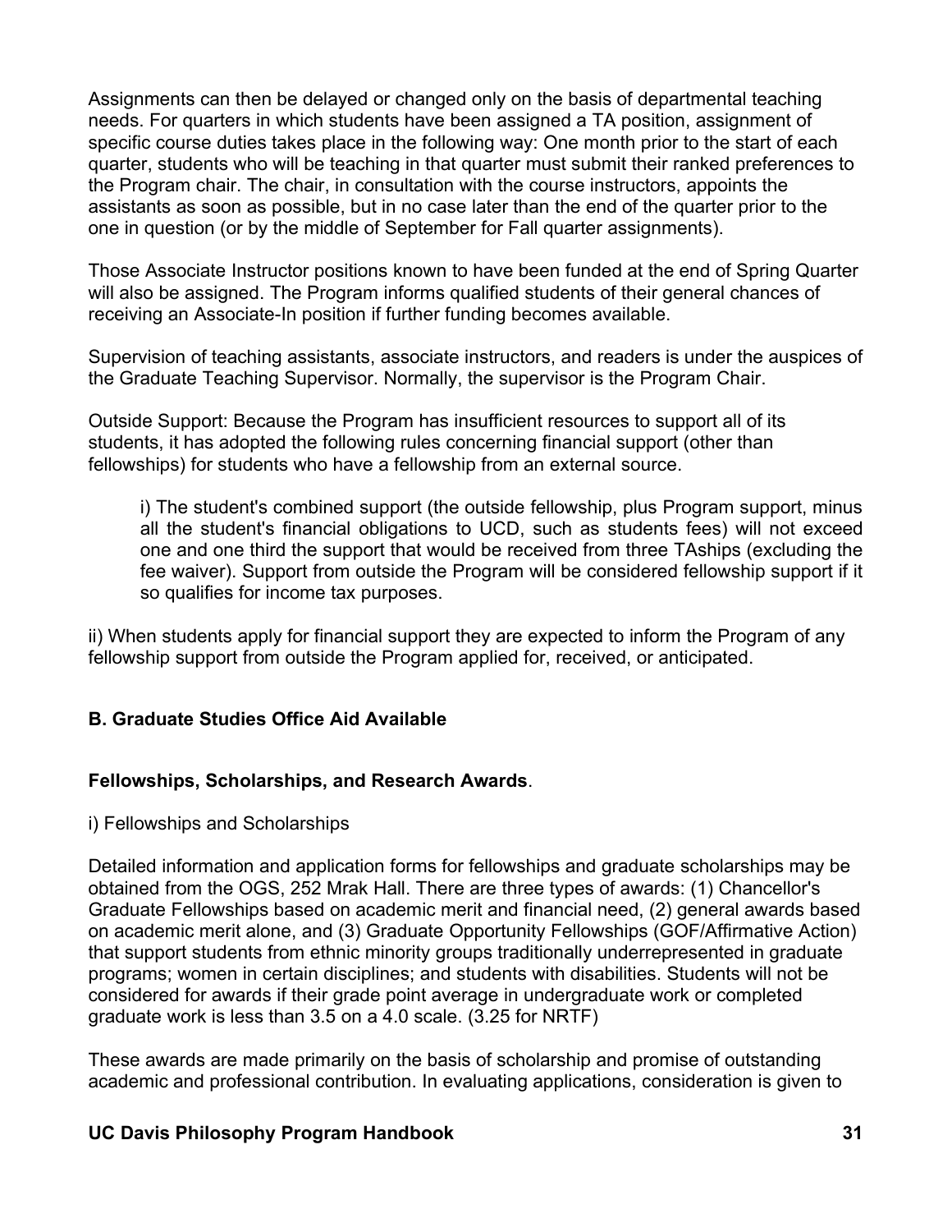Assignments can then be delayed or changed only on the basis of departmental teaching needs. For quarters in which students have been assigned a TA position, assignment of specific course duties takes place in the following way: One month prior to the start of each quarter, students who will be teaching in that quarter must submit their ranked preferences to the Program chair. The chair, in consultation with the course instructors, appoints the assistants as soon as possible, but in no case later than the end of the quarter prior to the one in question (or by the middle of September for Fall quarter assignments).

Those Associate Instructor positions known to have been funded at the end of Spring Quarter will also be assigned. The Program informs qualified students of their general chances of receiving an Associate-In position if further funding becomes available.

Supervision of teaching assistants, associate instructors, and readers is under the auspices of the Graduate Teaching Supervisor. Normally, the supervisor is the Program Chair.

Outside Support: Because the Program has insufficient resources to support all of its students, it has adopted the following rules concerning financial support (other than fellowships) for students who have a fellowship from an external source.

> i) The student's combined support (the outside fellowship, plus Program support, minus all the student's financial obligations to UCD, such as students fees) will not exceed one and one third the support that would be received from three TAships (excluding the fee waiver). Support from outside the Program will be considered fellowship support if it so qualifies for income tax purposes.

ii) When students apply for financial support they are expected to inform the Program of any fellowship support from outside the Program applied for, received, or anticipated.

### B. Graduate Studies Office Aid Available

**Fellowships, Scholarships, and Research Awards**.

i) Fellowships and Scholarships

Detailed information and application forms for fellowships and graduate scholarships may be obtained from the OGS, 252 Mrak Hall. There are three types of awards: (1) Chancellor's Graduate Fellowships based on academic merit and financial need, (2) general awards based on academic merit alone, and (3) Graduate Opportunity Fellowships (GOF/Affirmative Action) that support students from ethnic minority groups traditionally underrepresented in graduate programs; women in certain disciplines; and students with disabilities. Students will not be considered for awards if their grade point average in undergraduate work or completed graduate work is less than 3.5 on a 4.0 scale. (3.25 for NRTF)

These awards are made primarily on the basis of scholarship and promise of outstanding academic and professional contribution. In evaluating applications, consideration is given to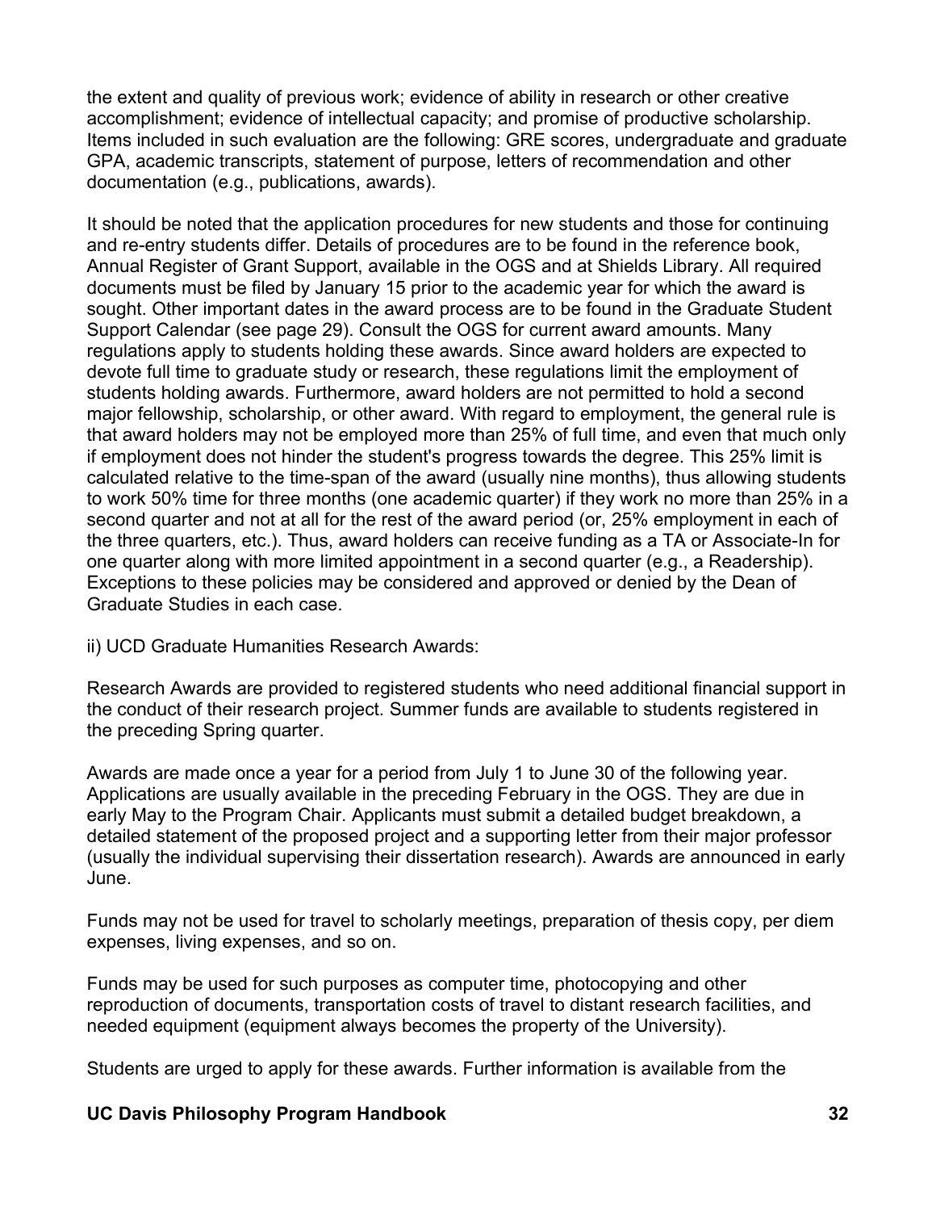the extent and quality of previous work; evidence of ability in research or other creative accomplishment; evidence of intellectual capacity; and promise of productive scholarship. Items included in such evaluation are the following: GRE scores, undergraduate and graduate GPA, academic transcripts, statement of purpose, letters of recommendation and other documentation (e.g., publications, awards).

It should be noted that the application procedures for new students and those for continuing and re-entry students differ. Details of procedures are to be found in the reference book, Annual Register of Grant Support, available in the OGS and at Shields Library. All required documents must be filed by January 15 prior to the academic year for which the award is sought. Other important dates in the award process are to be found in the Graduate Student Support Calendar (see page 29). Consult the OGS for current award amounts. Many regulations apply to students holding these awards. Since award holders are expected to devote full time to graduate study or research, these regulations limit the employment of students holding awards. Furthermore, award holders are not permitted to hold a second major fellowship, scholarship, or other award. With regard to employment, the general rule is that award holders may not be employed more than 25% of full time, and even that much only if employment does not hinder the student's progress towards the degree. This 25% limit is calculated relative to the time-span of the award (usually nine months), thus allowing students to work 50% time for three months (one academic quarter) if they work no more than 25% in a second quarter and not at all for the rest of the award period (or, 25% employment in each of the three quarters, etc.). Thus, award holders can receive funding as a TA or Associate-In for one quarter along with more limited appointment in a second quarter (e.g., a Readership). Exceptions to these policies may be considered and approved or denied by the Dean of Graduate Studies in each case.

ii) UCD Graduate Humanities Research Awards:

Research Awards are provided to registered students who need additional financial support in the conduct of their research project. Summer funds are available to students registered in the preceding Spring quarter.

Awards are made once a year for a period from July 1 to June 30 of the following year. Applications are usually available in the preceding February in the OGS. They are due in early May to the Program Chair. Applicants must submit a detailed budget breakdown, a detailed statement of the proposed project and a supporting letter from their major professor (usually the individual supervising their dissertation research). Awards are announced in early June.

Funds may not be used for travel to scholarly meetings, preparation of thesis copy, per diem expenses, living expenses, and so on.

Funds may be used for such purposes as computer time, photocopying and other reproduction of documents, transportation costs of travel to distant research facilities, and needed equipment (equipment always becomes the property of the University).

Students are urged to apply for these awards. Further information is available from the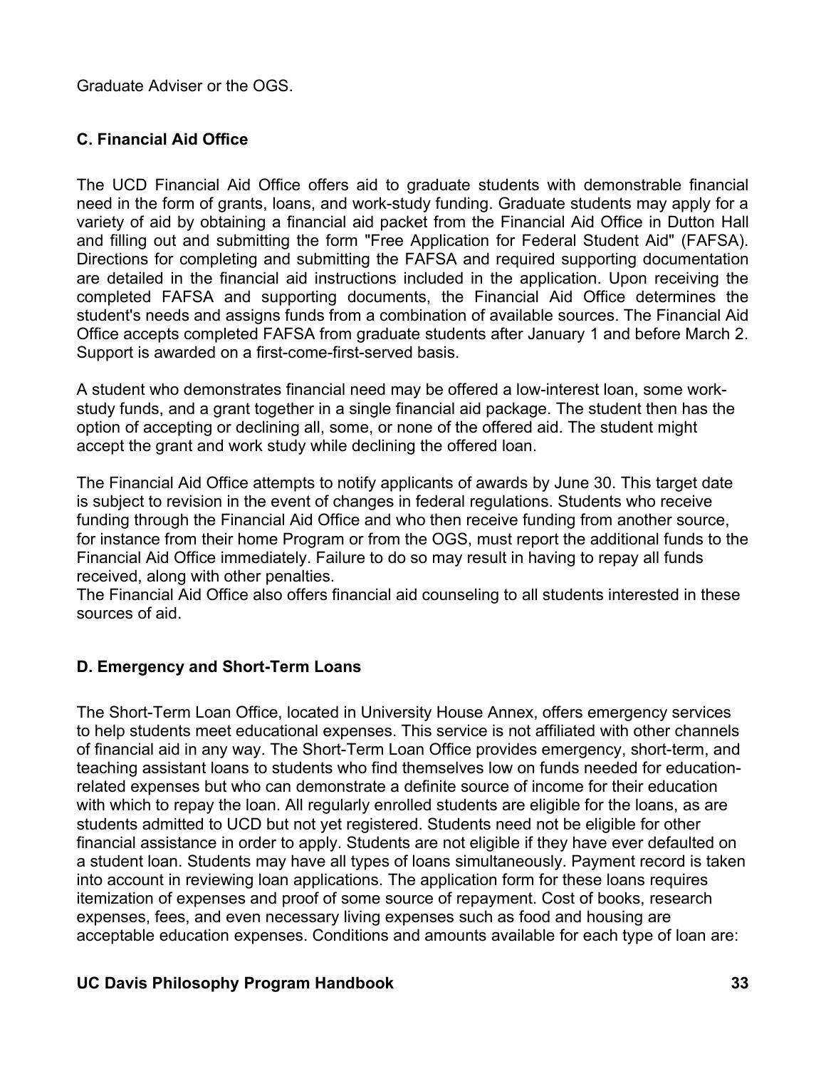Graduate Adviser or the OGS.

### C. Financial Aid Office

The UCD Financial Aid Office offers aid to graduate students with demonstrable financial need in the form of grants, loans, and work-study funding. Graduate students may apply for a variety of aid by obtaining a financial aid packet from the Financial Aid Office in Dutton Hall and filling out and submitting the form "Free Application for Federal Student Aid" (FAFSA). Directions for completing and submitting the FAFSA and required supporting documentation are detailed in the financial aid instructions included in the application. Upon receiving the completed FAFSA and supporting documents, the Financial Aid Office determines the student's needs and assigns funds from a combination of available sources. The Financial Aid Office accepts completed FAFSA from graduate students after January 1 and before March 2. Support is awarded on a first-come-first-served basis.

A student who demonstrates financial need may be offered a low-interest loan, some work-study funds, and a grant together in a single financial aid package. The student then has the option of accepting or declining all, some, or none of the offered aid. The student might accept the grant and work study while declining the offered loan.

The Financial Aid Office attempts to notify applicants of awards by June 30. This target date is subject to revision in the event of changes in federal regulations. Students who receive funding through the Financial Aid Office and who then receive funding from another source, for instance from their home Program or from the OGS, must report the additional funds to the Financial Aid Office immediately. Failure to do so may result in having to repay all funds received, along with other penalties.
The Financial Aid Office also offers financial aid counseling to all students interested in these sources of aid.

### D. Emergency and Short-Term Loans

The Short-Term Loan Office, located in University House Annex, offers emergency services to help students meet educational expenses. This service is not affiliated with other channels of financial aid in any way. The Short-Term Loan Office provides emergency, short-term, and teaching assistant loans to students who find themselves low on funds needed for education-related expenses but who can demonstrate a definite source of income for their education with which to repay the loan. All regularly enrolled students are eligible for the loans, as are students admitted to UCD but not yet registered. Students need not be eligible for other financial assistance in order to apply. Students are not eligible if they have ever defaulted on a student loan. Students may have all types of loans simultaneously. Payment record is taken into account in reviewing loan applications. The application form for these loans requires itemization of expenses and proof of some source of repayment. Cost of books, research expenses, fees, and even necessary living expenses such as food and housing are acceptable education expenses. Conditions and amounts available for each type of loan are: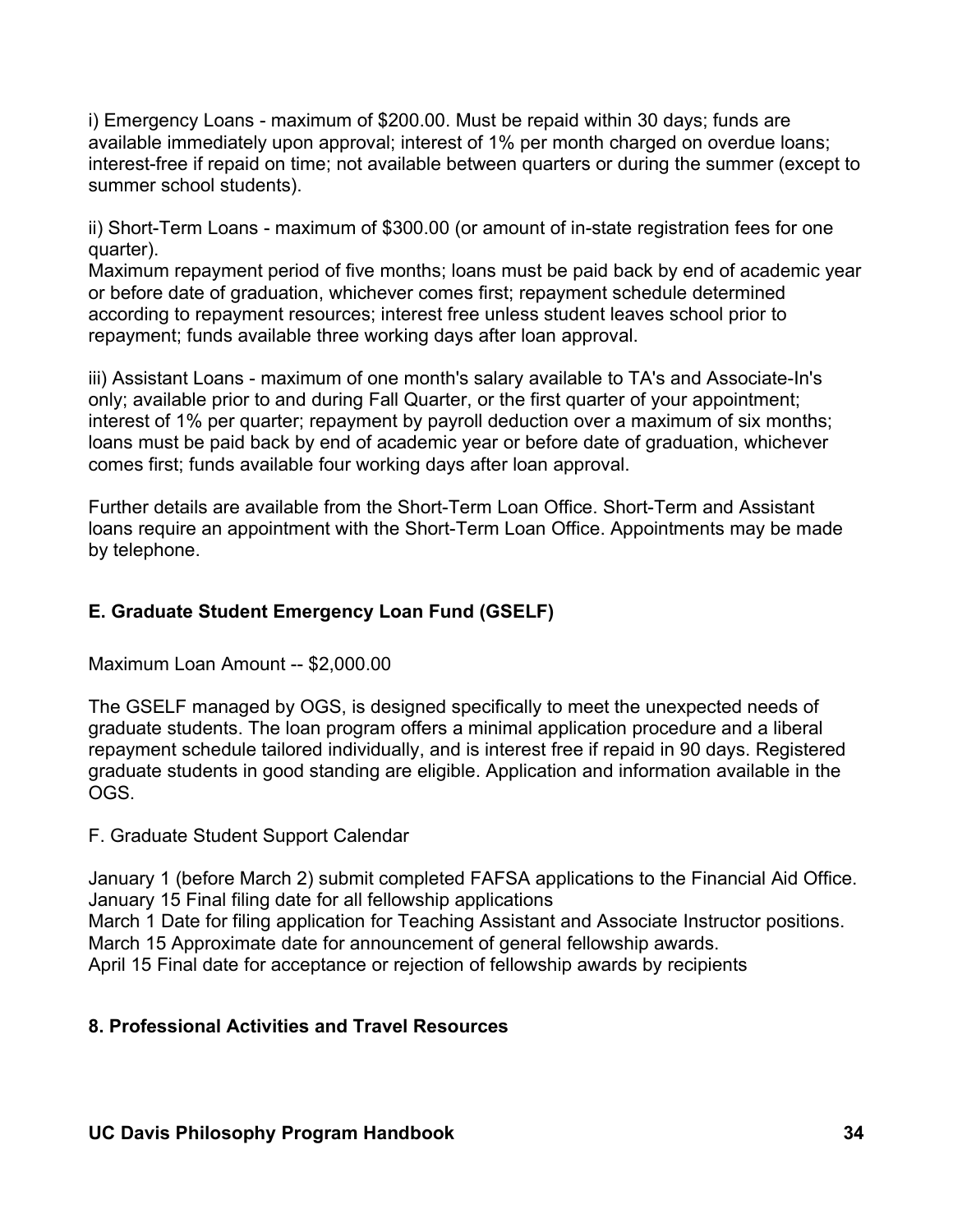i) Emergency Loans - maximum of $200.00. Must be repaid within 30 days; funds are available immediately upon approval; interest of 1% per month charged on overdue loans; interest-free if repaid on time; not available between quarters or during the summer (except to summer school students).

ii) Short-Term Loans - maximum of $300.00 (or amount of in-state registration fees for one quarter).
Maximum repayment period of five months; loans must be paid back by end of academic year or before date of graduation, whichever comes first; repayment schedule determined according to repayment resources; interest free unless student leaves school prior to repayment; funds available three working days after loan approval.

iii) Assistant Loans - maximum of one month's salary available to TA's and Associate-In's only; available prior to and during Fall Quarter, or the first quarter of your appointment; interest of 1% per quarter; repayment by payroll deduction over a maximum of six months; loans must be paid back by end of academic year or before date of graduation, whichever comes first; funds available four working days after loan approval.

Further details are available from the Short-Term Loan Office. Short-Term and Assistant loans require an appointment with the Short-Term Loan Office. Appointments may be made by telephone.

### E. Graduate Student Emergency Loan Fund (GSELF)

Maximum Loan Amount -- $2,000.00

The GSELF managed by OGS, is designed specifically to meet the unexpected needs of graduate students. The loan program offers a minimal application procedure and a liberal repayment schedule tailored individually, and is interest free if repaid in 90 days. Registered graduate students in good standing are eligible. Application and information available in the OGS.

F. Graduate Student Support Calendar

January 1 (before March 2) submit completed FAFSA applications to the Financial Aid Office.
January 15 Final filing date for all fellowship applications
March 1 Date for filing application for Teaching Assistant and Associate Instructor positions.
March 15 Approximate date for announcement of general fellowship awards.
April 15 Final date for acceptance or rejection of fellowship awards by recipients

## 8. Professional Activities and Travel Resources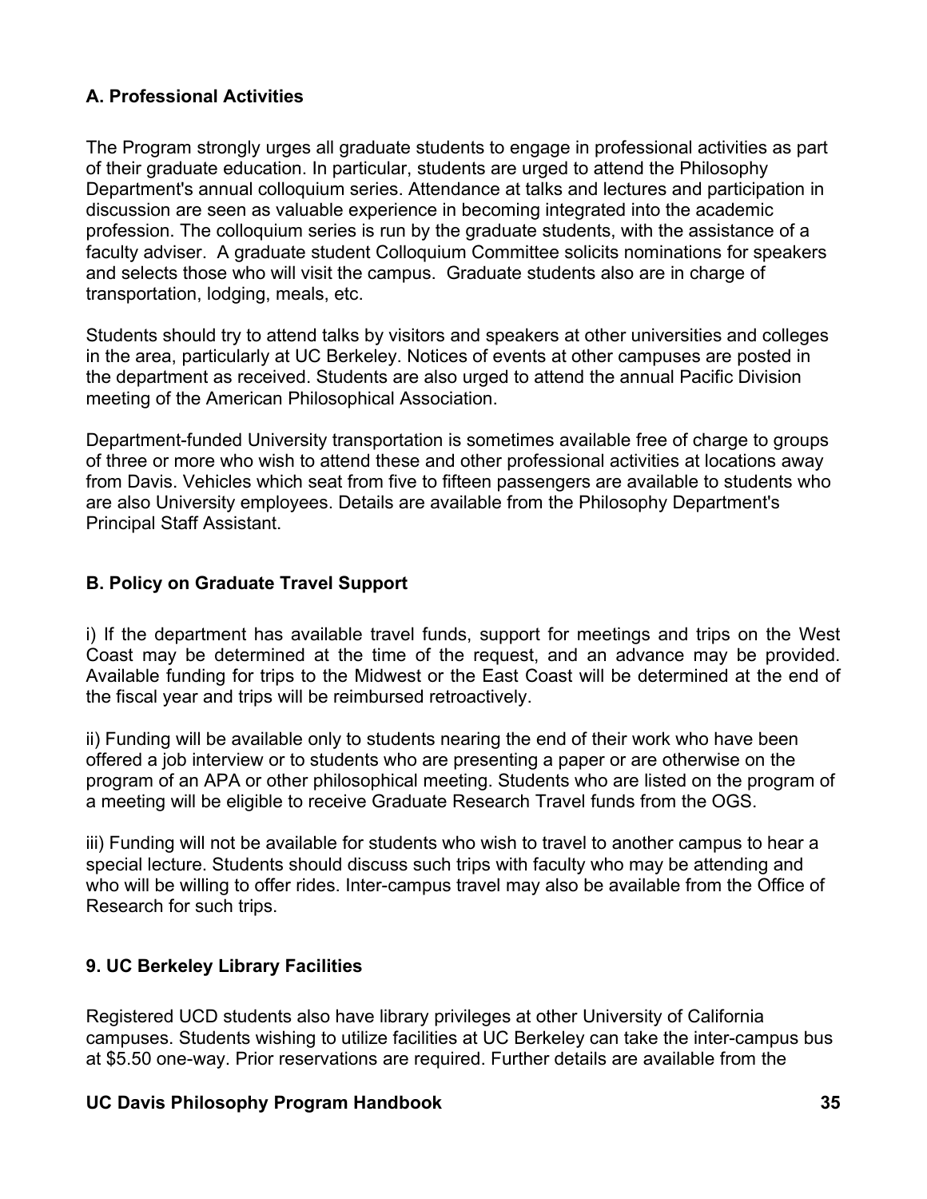### A. Professional Activities

The Program strongly urges all graduate students to engage in professional activities as part of their graduate education. In particular, students are urged to attend the Philosophy Department's annual colloquium series. Attendance at talks and lectures and participation in discussion are seen as valuable experience in becoming integrated into the academic profession. The colloquium series is run by the graduate students, with the assistance of a faculty adviser. A graduate student Colloquium Committee solicits nominations for speakers and selects those who will visit the campus. Graduate students also are in charge of transportation, lodging, meals, etc.

Students should try to attend talks by visitors and speakers at other universities and colleges in the area, particularly at UC Berkeley. Notices of events at other campuses are posted in the department as received. Students are also urged to attend the annual Pacific Division meeting of the American Philosophical Association.

Department-funded University transportation is sometimes available free of charge to groups of three or more who wish to attend these and other professional activities at locations away from Davis. Vehicles which seat from five to fifteen passengers are available to students who are also University employees. Details are available from the Philosophy Department's Principal Staff Assistant.

### B. Policy on Graduate Travel Support

i) If the department has available travel funds, support for meetings and trips on the West Coast may be determined at the time of the request, and an advance may be provided. Available funding for trips to the Midwest or the East Coast will be determined at the end of the fiscal year and trips will be reimbursed retroactively.

ii) Funding will be available only to students nearing the end of their work who have been offered a job interview or to students who are presenting a paper or are otherwise on the program of an APA or other philosophical meeting. Students who are listed on the program of a meeting will be eligible to receive Graduate Research Travel funds from the OGS.

iii) Funding will not be available for students who wish to travel to another campus to hear a special lecture. Students should discuss such trips with faculty who may be attending and who will be willing to offer rides. Inter-campus travel may also be available from the Office of Research for such trips.

## 9. UC Berkeley Library Facilities

Registered UCD students also have library privileges at other University of California campuses. Students wishing to utilize facilities at UC Berkeley can take the inter-campus bus at $5.50 one-way. Prior reservations are required. Further details are available from the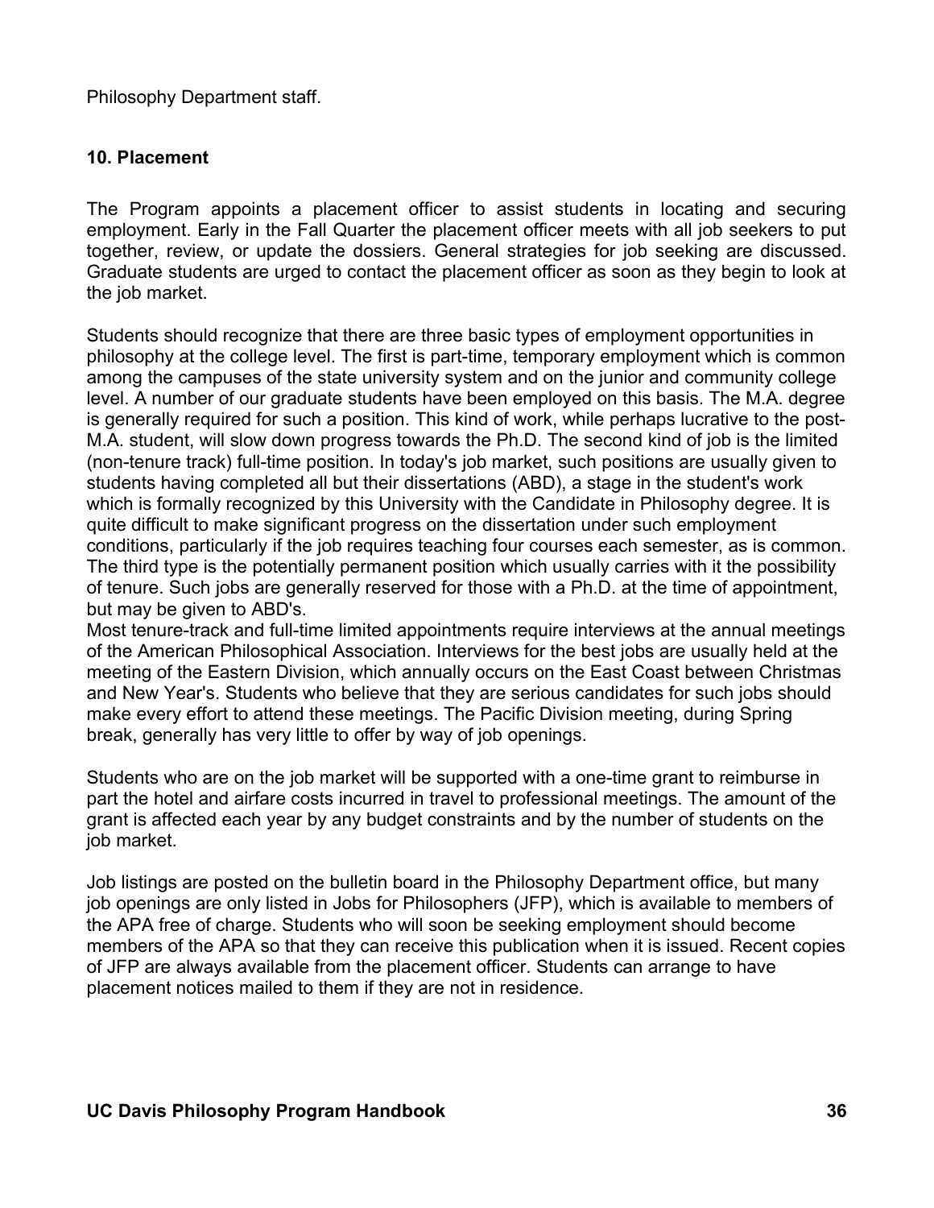Philosophy Department staff.

### 10. Placement

The Program appoints a placement officer to assist students in locating and securing employment. Early in the Fall Quarter the placement officer meets with all job seekers to put together, review, or update the dossiers. General strategies for job seeking are discussed. Graduate students are urged to contact the placement officer as soon as they begin to look at the job market.

Students should recognize that there are three basic types of employment opportunities in philosophy at the college level. The first is part-time, temporary employment which is common among the campuses of the state university system and on the junior and community college level. A number of our graduate students have been employed on this basis. The M.A. degree is generally required for such a position. This kind of work, while perhaps lucrative to the post-M.A. student, will slow down progress towards the Ph.D. The second kind of job is the limited (non-tenure track) full-time position. In today's job market, such positions are usually given to students having completed all but their dissertations (ABD), a stage in the student's work which is formally recognized by this University with the Candidate in Philosophy degree. It is quite difficult to make significant progress on the dissertation under such employment conditions, particularly if the job requires teaching four courses each semester, as is common. The third type is the potentially permanent position which usually carries with it the possibility of tenure. Such jobs are generally reserved for those with a Ph.D. at the time of appointment, but may be given to ABD's.

Most tenure-track and full-time limited appointments require interviews at the annual meetings of the American Philosophical Association. Interviews for the best jobs are usually held at the meeting of the Eastern Division, which annually occurs on the East Coast between Christmas and New Year's. Students who believe that they are serious candidates for such jobs should make every effort to attend these meetings. The Pacific Division meeting, during Spring break, generally has very little to offer by way of job openings.

Students who are on the job market will be supported with a one-time grant to reimburse in part the hotel and airfare costs incurred in travel to professional meetings. The amount of the grant is affected each year by any budget constraints and by the number of students on the job market.

Job listings are posted on the bulletin board in the Philosophy Department office, but many job openings are only listed in Jobs for Philosophers (JFP), which is available to members of the APA free of charge. Students who will soon be seeking employment should become members of the APA so that they can receive this publication when it is issued. Recent copies of JFP are always available from the placement officer. Students can arrange to have placement notices mailed to them if they are not in residence.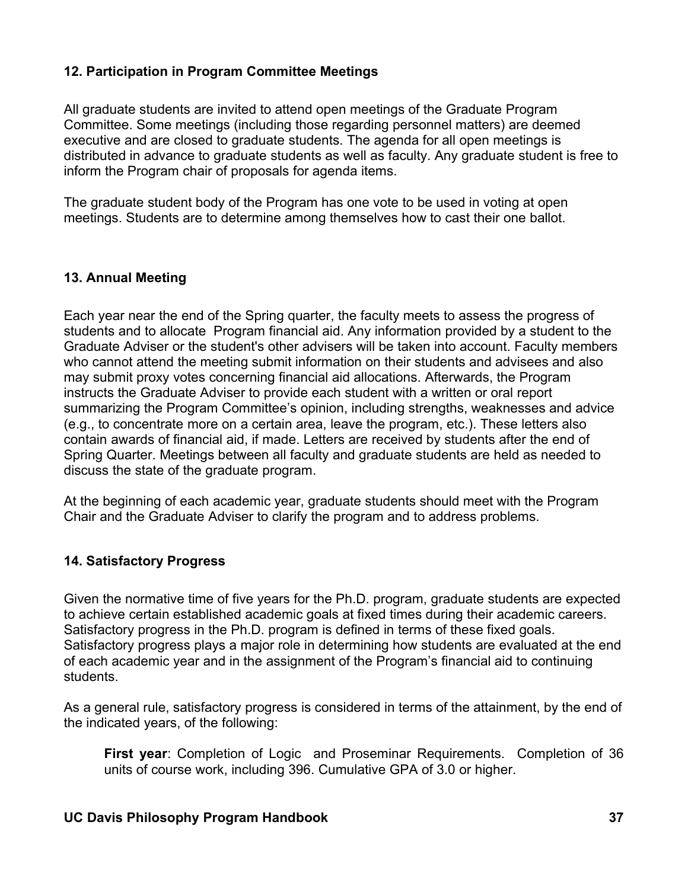### 12. Participation in Program Committee Meetings

All graduate students are invited to attend open meetings of the Graduate Program Committee. Some meetings (including those regarding personnel matters) are deemed executive and are closed to graduate students. The agenda for all open meetings is distributed in advance to graduate students as well as faculty. Any graduate student is free to inform the Program chair of proposals for agenda items.

The graduate student body of the Program has one vote to be used in voting at open meetings. Students are to determine among themselves how to cast their one ballot.

### 13. Annual Meeting

Each year near the end of the Spring quarter, the faculty meets to assess the progress of students and to allocate Program financial aid. Any information provided by a student to the Graduate Adviser or the student's other advisers will be taken into account. Faculty members who cannot attend the meeting submit information on their students and advisees and also may submit proxy votes concerning financial aid allocations. Afterwards, the Program instructs the Graduate Adviser to provide each student with a written or oral report summarizing the Program Committee's opinion, including strengths, weaknesses and advice (e.g., to concentrate more on a certain area, leave the program, etc.). These letters also contain awards of financial aid, if made. Letters are received by students after the end of Spring Quarter. Meetings between all faculty and graduate students are held as needed to discuss the state of the graduate program.

At the beginning of each academic year, graduate students should meet with the Program Chair and the Graduate Adviser to clarify the program and to address problems.

### 14. Satisfactory Progress

Given the normative time of five years for the Ph.D. program, graduate students are expected to achieve certain established academic goals at fixed times during their academic careers. Satisfactory progress in the Ph.D. program is defined in terms of these fixed goals. Satisfactory progress plays a major role in determining how students are evaluated at the end of each academic year and in the assignment of the Program's financial aid to continuing students.

As a general rule, satisfactory progress is considered in terms of the attainment, by the end of the indicated years, of the following:

> **First year**: Completion of Logic and Proseminar Requirements. Completion of 36 units of course work, including 396. Cumulative GPA of 3.0 or higher.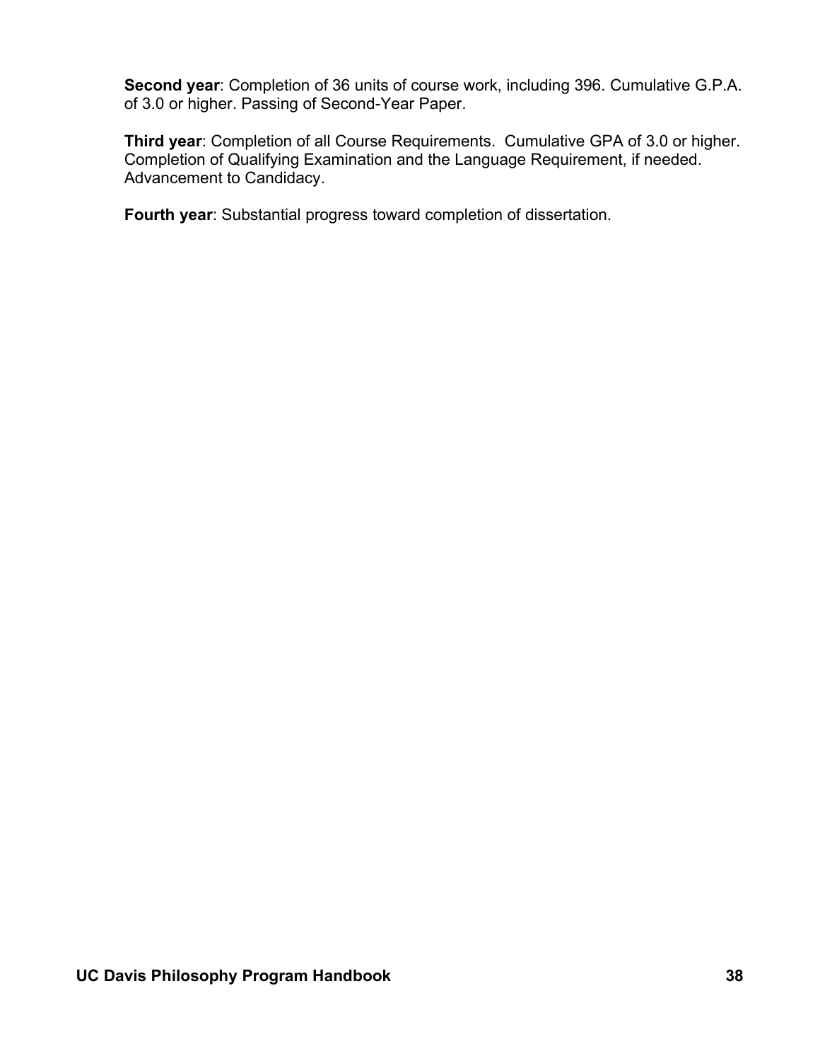**Second year**: Completion of 36 units of course work, including 396. Cumulative G.P.A. of 3.0 or higher. Passing of Second-Year Paper.

**Third year**: Completion of all Course Requirements. Cumulative GPA of 3.0 or higher. Completion of Qualifying Examination and the Language Requirement, if needed. Advancement to Candidacy.

**Fourth year**: Substantial progress toward completion of dissertation.